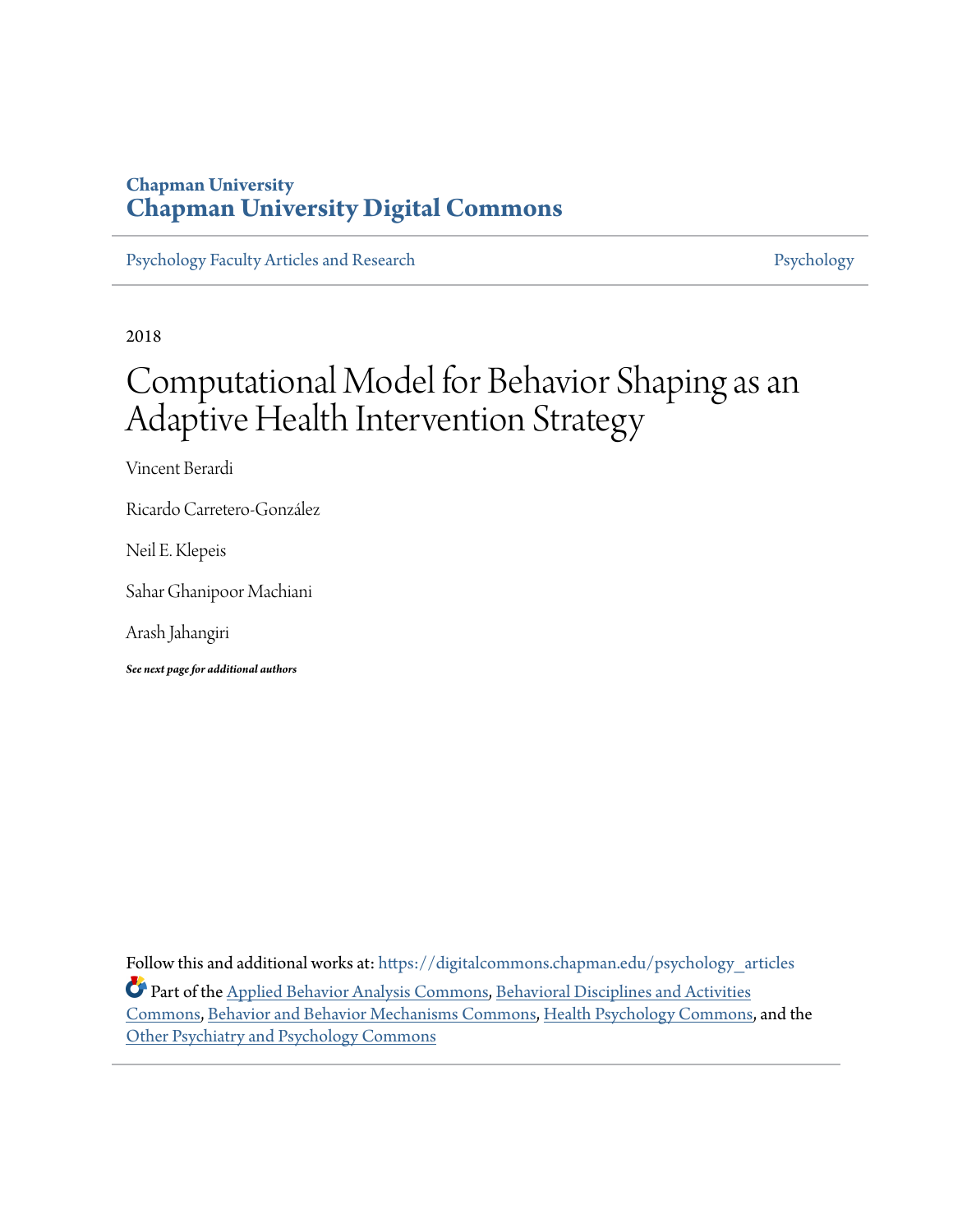Chapman University

**Chapman University Digital Commons**

Psychology Faculty Articles and Research | Psychology

2018

# Computational Model for Behavior Shaping as an Adaptive Health Intervention Strategy

Vincent Berardi

Ricardo Carretero-González

Neil E. Klepeis

Sahar Ghanipoor Machiani

Arash Jahangiri

*See next page for additional authors*

Follow this and additional works at: https://digitalcommons.chapman.edu/psychology_articles

Part of the Applied Behavior Analysis Commons, Behavioral Disciplines and Activities Commons, Behavior and Behavior Mechanisms Commons, Health Psychology Commons, and the Other Psychiatry and Psychology Commons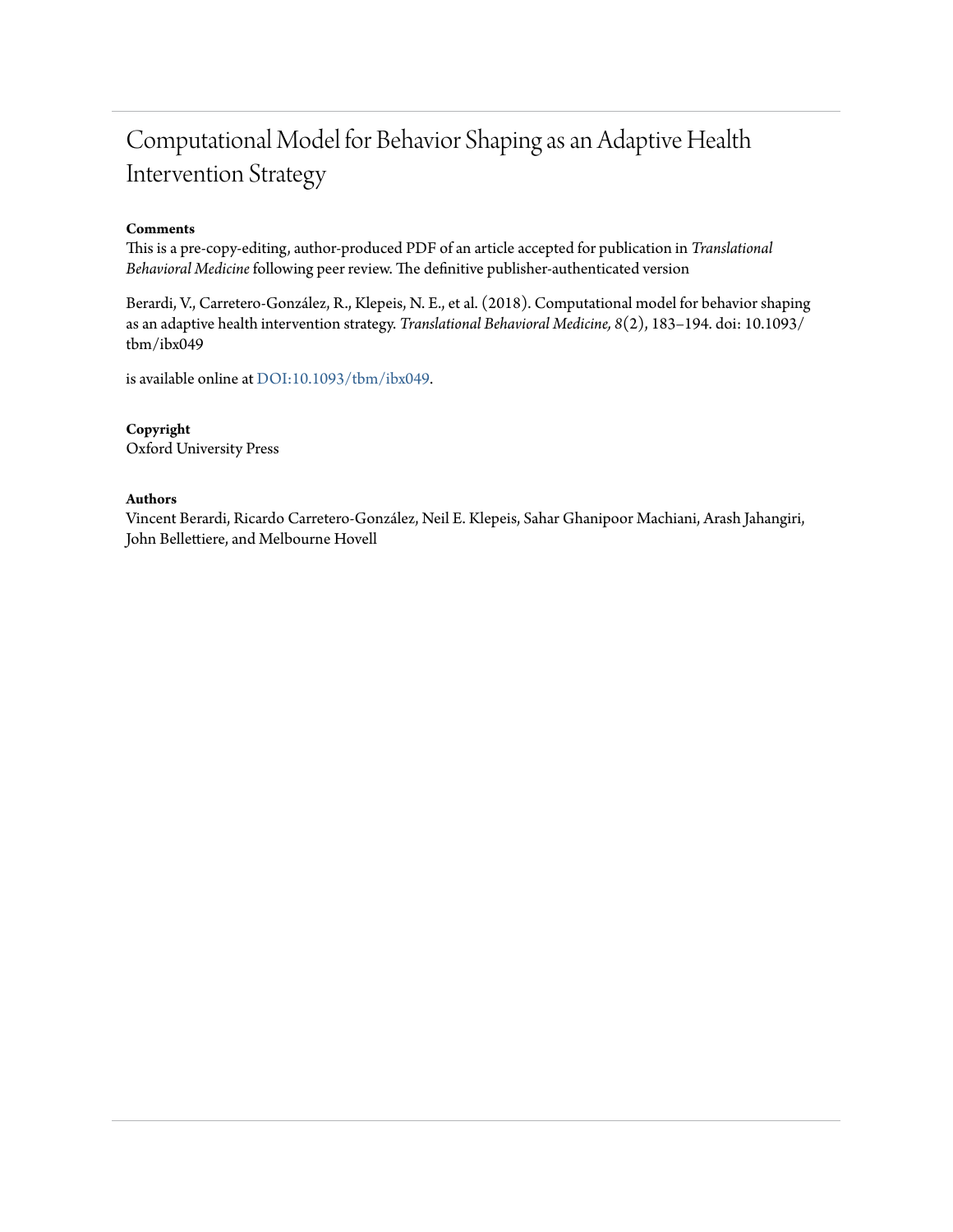# Computational Model for Behavior Shaping as an Adaptive Health Intervention Strategy

**Comments**

This is a pre-copy-editing, author-produced PDF of an article accepted for publication in *Translational Behavioral Medicine* following peer review. The definitive publisher-authenticated version

Berardi, V., Carretero-González, R., Klepeis, N. E., et al. (2018). Computational model for behavior shaping as an adaptive health intervention strategy. *Translational Behavioral Medicine, 8*(2), 183–194. doi: 10.1093/tbm/ibx049

is available online at DOI:10.1093/tbm/ibx049.

**Copyright**

Oxford University Press

**Authors**

Vincent Berardi, Ricardo Carretero-González, Neil E. Klepeis, Sahar Ghanipoor Machiani, Arash Jahangiri, John Bellettiere, and Melbourne Hovell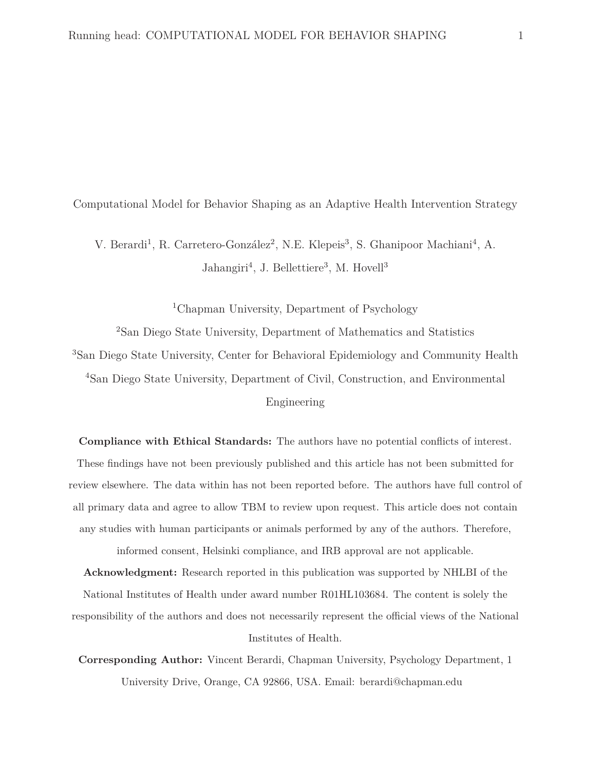Computational Model for Behavior Shaping as an Adaptive Health Intervention Strategy

V. Berardi[1], R. Carretero-González[2], N.E. Klepeis[3], S. Ghanipoor Machiani[4], A. Jahangiri[4], J. Bellettiere[3], M. Hovell[3]

[1]Chapman University, Department of Psychology

[2]San Diego State University, Department of Mathematics and Statistics

[3]San Diego State University, Center for Behavioral Epidemiology and Community Health

[4]San Diego State University, Department of Civil, Construction, and Environmental Engineering

**Compliance with Ethical Standards:** The authors have no potential conflicts of interest. These findings have not been previously published and this article has not been submitted for review elsewhere. The data within has not been reported before. The authors have full control of all primary data and agree to allow TBM to review upon request. This article does not contain any studies with human participants or animals performed by any of the authors. Therefore, informed consent, Helsinki compliance, and IRB approval are not applicable.

**Acknowledgment:** Research reported in this publication was supported by NHLBI of the National Institutes of Health under award number R01HL103684. The content is solely the responsibility of the authors and does not necessarily represent the official views of the National Institutes of Health.

**Corresponding Author:** Vincent Berardi, Chapman University, Psychology Department, 1 University Drive, Orange, CA 92866, USA. Email: berardi@chapman.edu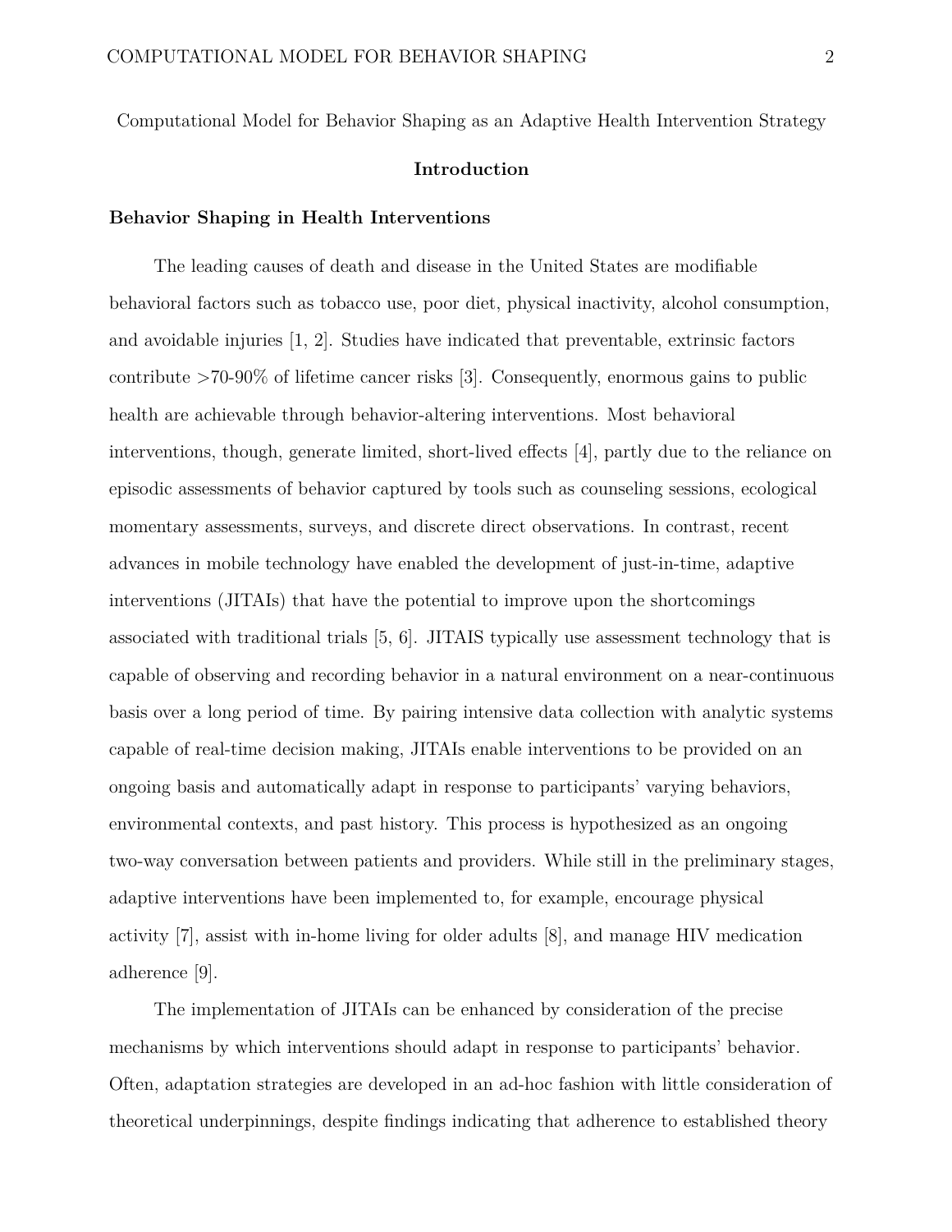Computational Model for Behavior Shaping as an Adaptive Health Intervention Strategy

## Introduction

### Behavior Shaping in Health Interventions

The leading causes of death and disease in the United States are modifiable behavioral factors such as tobacco use, poor diet, physical inactivity, alcohol consumption, and avoidable injuries [1, 2]. Studies have indicated that preventable, extrinsic factors contribute >70-90% of lifetime cancer risks [3]. Consequently, enormous gains to public health are achievable through behavior-altering interventions. Most behavioral interventions, though, generate limited, short-lived effects [4], partly due to the reliance on episodic assessments of behavior captured by tools such as counseling sessions, ecological momentary assessments, surveys, and discrete direct observations. In contrast, recent advances in mobile technology have enabled the development of just-in-time, adaptive interventions (JITAIs) that have the potential to improve upon the shortcomings associated with traditional trials [5, 6]. JITAIS typically use assessment technology that is capable of observing and recording behavior in a natural environment on a near-continuous basis over a long period of time. By pairing intensive data collection with analytic systems capable of real-time decision making, JITAIs enable interventions to be provided on an ongoing basis and automatically adapt in response to participants' varying behaviors, environmental contexts, and past history. This process is hypothesized as an ongoing two-way conversation between patients and providers. While still in the preliminary stages, adaptive interventions have been implemented to, for example, encourage physical activity [7], assist with in-home living for older adults [8], and manage HIV medication adherence [9].

The implementation of JITAIs can be enhanced by consideration of the precise mechanisms by which interventions should adapt in response to participants' behavior. Often, adaptation strategies are developed in an ad-hoc fashion with little consideration of theoretical underpinnings, despite findings indicating that adherence to established theory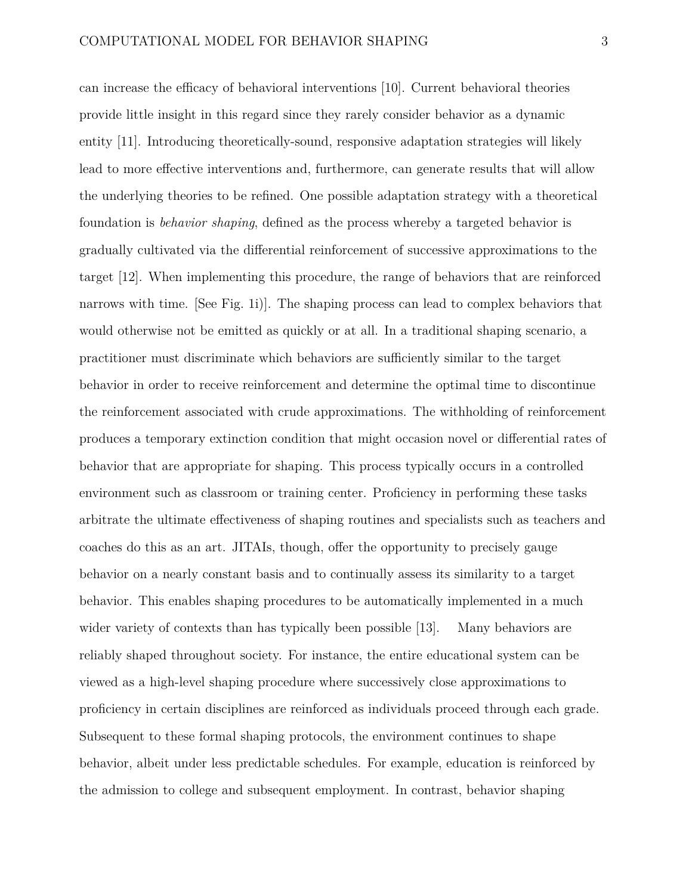can increase the efficacy of behavioral interventions [10]. Current behavioral theories provide little insight in this regard since they rarely consider behavior as a dynamic entity [11]. Introducing theoretically-sound, responsive adaptation strategies will likely lead to more effective interventions and, furthermore, can generate results that will allow the underlying theories to be refined. One possible adaptation strategy with a theoretical foundation is *behavior shaping*, defined as the process whereby a targeted behavior is gradually cultivated via the differential reinforcement of successive approximations to the target [12]. When implementing this procedure, the range of behaviors that are reinforced narrows with time. [See Fig. 1i)]. The shaping process can lead to complex behaviors that would otherwise not be emitted as quickly or at all. In a traditional shaping scenario, a practitioner must discriminate which behaviors are sufficiently similar to the target behavior in order to receive reinforcement and determine the optimal time to discontinue the reinforcement associated with crude approximations. The withholding of reinforcement produces a temporary extinction condition that might occasion novel or differential rates of behavior that are appropriate for shaping. This process typically occurs in a controlled environment such as classroom or training center. Proficiency in performing these tasks arbitrate the ultimate effectiveness of shaping routines and specialists such as teachers and coaches do this as an art. JITAIs, though, offer the opportunity to precisely gauge behavior on a nearly constant basis and to continually assess its similarity to a target behavior. This enables shaping procedures to be automatically implemented in a much wider variety of contexts than has typically been possible [13]. Many behaviors are reliably shaped throughout society. For instance, the entire educational system can be viewed as a high-level shaping procedure where successively close approximations to proficiency in certain disciplines are reinforced as individuals proceed through each grade. Subsequent to these formal shaping protocols, the environment continues to shape behavior, albeit under less predictable schedules. For example, education is reinforced by the admission to college and subsequent employment. In contrast, behavior shaping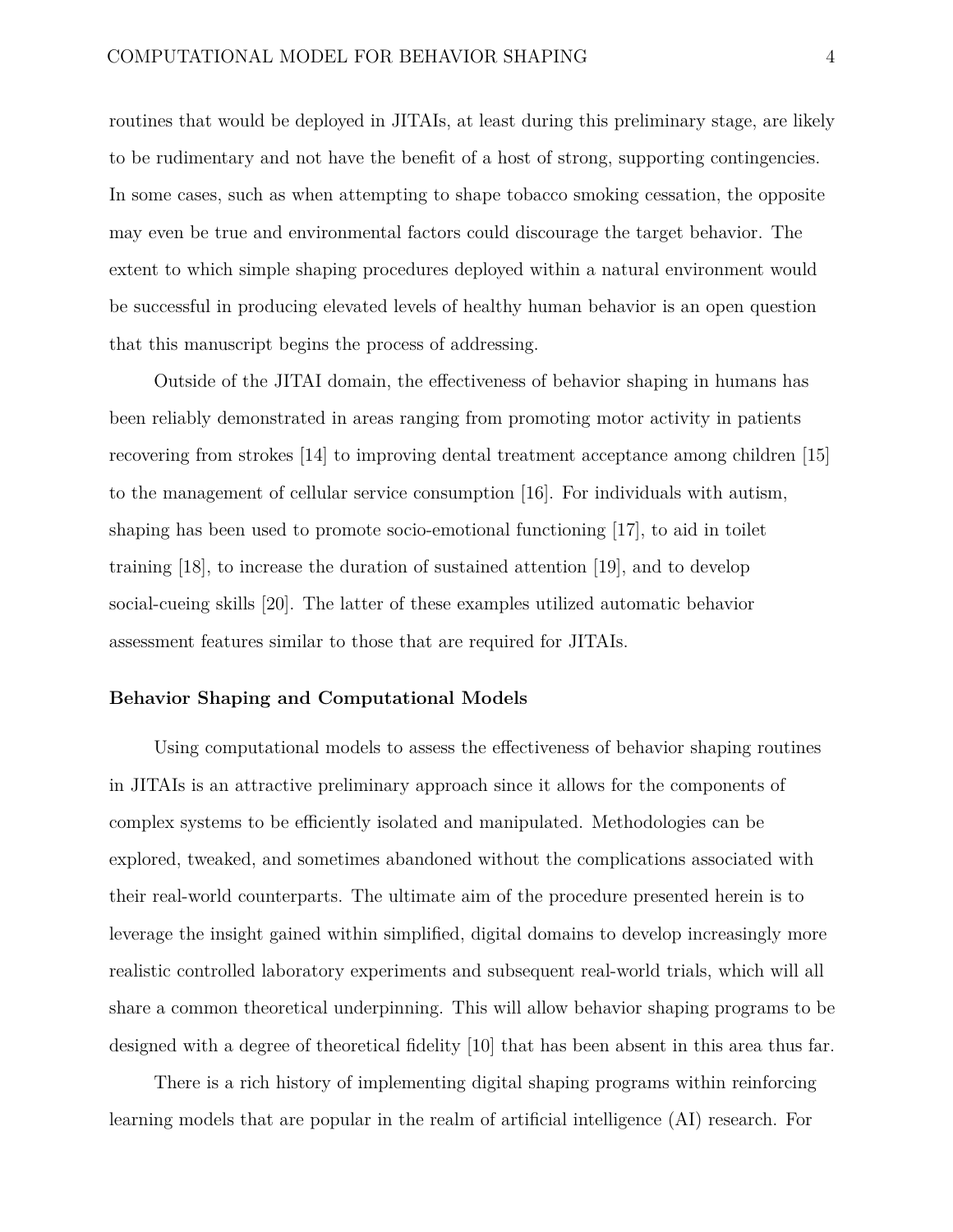routines that would be deployed in JITAIs, at least during this preliminary stage, are likely to be rudimentary and not have the benefit of a host of strong, supporting contingencies. In some cases, such as when attempting to shape tobacco smoking cessation, the opposite may even be true and environmental factors could discourage the target behavior. The extent to which simple shaping procedures deployed within a natural environment would be successful in producing elevated levels of healthy human behavior is an open question that this manuscript begins the process of addressing.

Outside of the JITAI domain, the effectiveness of behavior shaping in humans has been reliably demonstrated in areas ranging from promoting motor activity in patients recovering from strokes [14] to improving dental treatment acceptance among children [15] to the management of cellular service consumption [16]. For individuals with autism, shaping has been used to promote socio-emotional functioning [17], to aid in toilet training [18], to increase the duration of sustained attention [19], and to develop social-cueing skills [20]. The latter of these examples utilized automatic behavior assessment features similar to those that are required for JITAIs.

### Behavior Shaping and Computational Models

Using computational models to assess the effectiveness of behavior shaping routines in JITAIs is an attractive preliminary approach since it allows for the components of complex systems to be efficiently isolated and manipulated. Methodologies can be explored, tweaked, and sometimes abandoned without the complications associated with their real-world counterparts. The ultimate aim of the procedure presented herein is to leverage the insight gained within simplified, digital domains to develop increasingly more realistic controlled laboratory experiments and subsequent real-world trials, which will all share a common theoretical underpinning. This will allow behavior shaping programs to be designed with a degree of theoretical fidelity [10] that has been absent in this area thus far.

There is a rich history of implementing digital shaping programs within reinforcing learning models that are popular in the realm of artificial intelligence (AI) research. For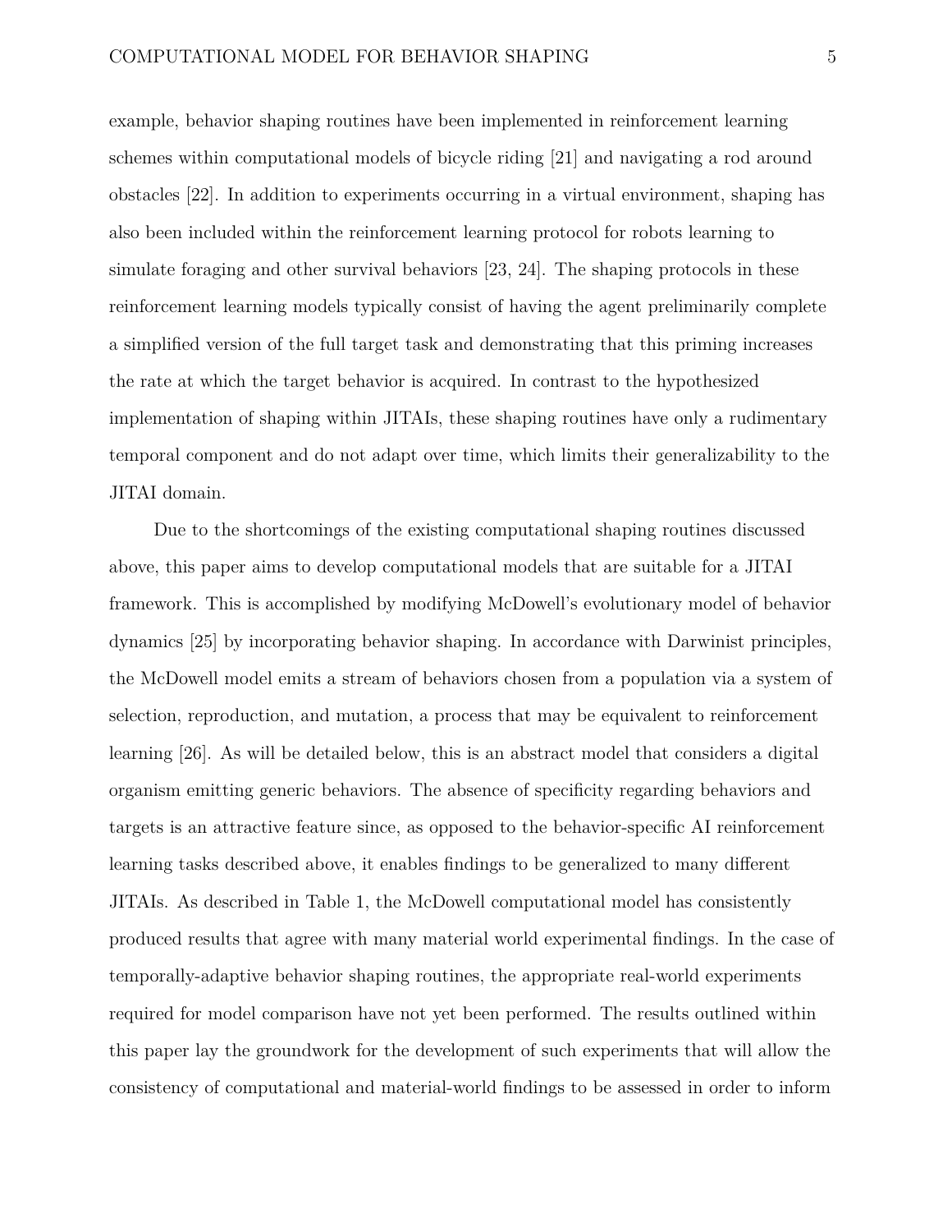example, behavior shaping routines have been implemented in reinforcement learning schemes within computational models of bicycle riding [21] and navigating a rod around obstacles [22]. In addition to experiments occurring in a virtual environment, shaping has also been included within the reinforcement learning protocol for robots learning to simulate foraging and other survival behaviors [23, 24]. The shaping protocols in these reinforcement learning models typically consist of having the agent preliminarily complete a simplified version of the full target task and demonstrating that this priming increases the rate at which the target behavior is acquired. In contrast to the hypothesized implementation of shaping within JITAIs, these shaping routines have only a rudimentary temporal component and do not adapt over time, which limits their generalizability to the JITAI domain.

Due to the shortcomings of the existing computational shaping routines discussed above, this paper aims to develop computational models that are suitable for a JITAI framework. This is accomplished by modifying McDowell's evolutionary model of behavior dynamics [25] by incorporating behavior shaping. In accordance with Darwinist principles, the McDowell model emits a stream of behaviors chosen from a population via a system of selection, reproduction, and mutation, a process that may be equivalent to reinforcement learning [26]. As will be detailed below, this is an abstract model that considers a digital organism emitting generic behaviors. The absence of specificity regarding behaviors and targets is an attractive feature since, as opposed to the behavior-specific AI reinforcement learning tasks described above, it enables findings to be generalized to many different JITAIs. As described in Table 1, the McDowell computational model has consistently produced results that agree with many material world experimental findings. In the case of temporally-adaptive behavior shaping routines, the appropriate real-world experiments required for model comparison have not yet been performed. The results outlined within this paper lay the groundwork for the development of such experiments that will allow the consistency of computational and material-world findings to be assessed in order to inform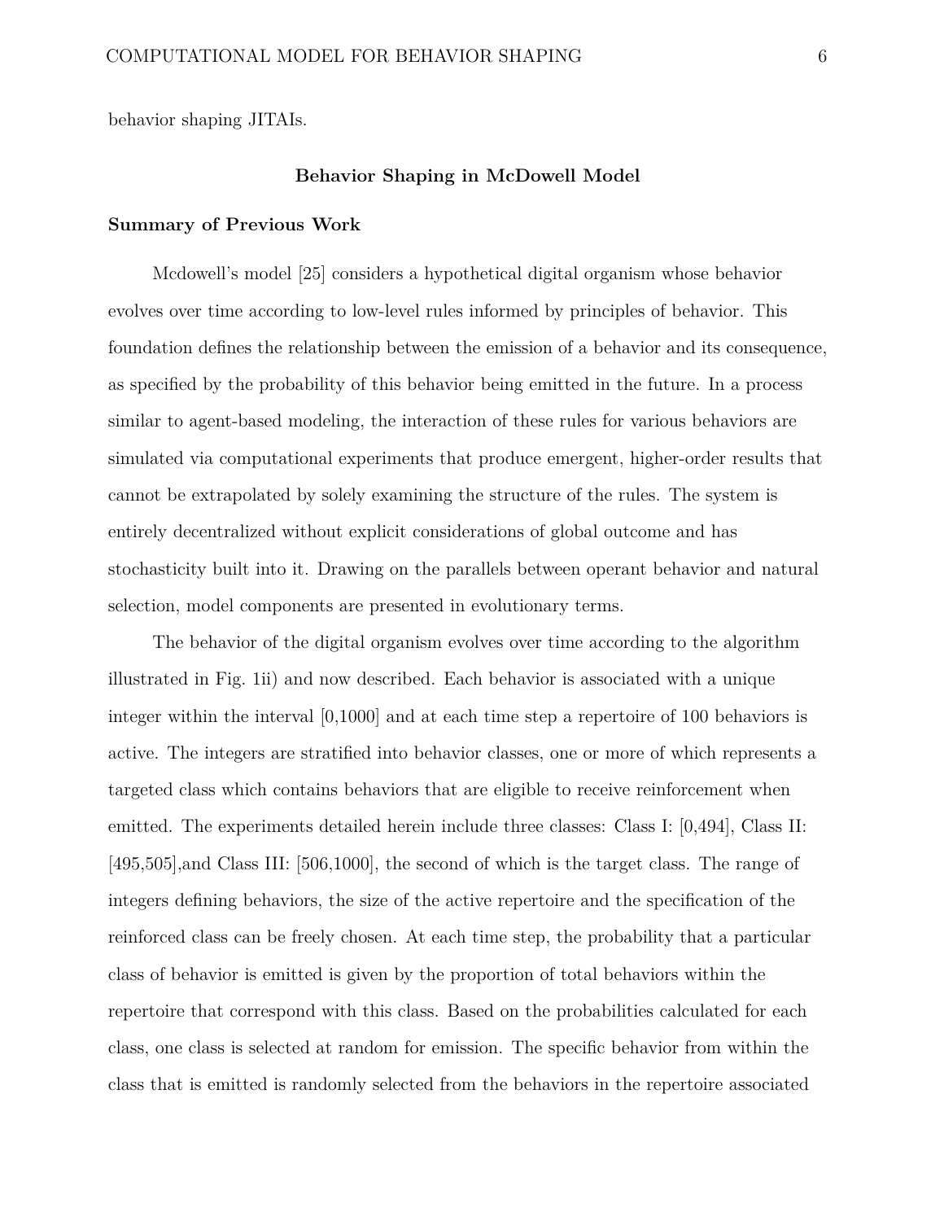behavior shaping JITAIs.

## Behavior Shaping in McDowell Model

### Summary of Previous Work

Mcdowell's model [25] considers a hypothetical digital organism whose behavior evolves over time according to low-level rules informed by principles of behavior. This foundation defines the relationship between the emission of a behavior and its consequence, as specified by the probability of this behavior being emitted in the future. In a process similar to agent-based modeling, the interaction of these rules for various behaviors are simulated via computational experiments that produce emergent, higher-order results that cannot be extrapolated by solely examining the structure of the rules. The system is entirely decentralized without explicit considerations of global outcome and has stochasticity built into it. Drawing on the parallels between operant behavior and natural selection, model components are presented in evolutionary terms.

The behavior of the digital organism evolves over time according to the algorithm illustrated in Fig. 1ii) and now described. Each behavior is associated with a unique integer within the interval [0,1000] and at each time step a repertoire of 100 behaviors is active. The integers are stratified into behavior classes, one or more of which represents a targeted class which contains behaviors that are eligible to receive reinforcement when emitted. The experiments detailed herein include three classes: Class I: [0,494], Class II: [495,505],and Class III: [506,1000], the second of which is the target class. The range of integers defining behaviors, the size of the active repertoire and the specification of the reinforced class can be freely chosen. At each time step, the probability that a particular class of behavior is emitted is given by the proportion of total behaviors within the repertoire that correspond with this class. Based on the probabilities calculated for each class, one class is selected at random for emission. The specific behavior from within the class that is emitted is randomly selected from the behaviors in the repertoire associated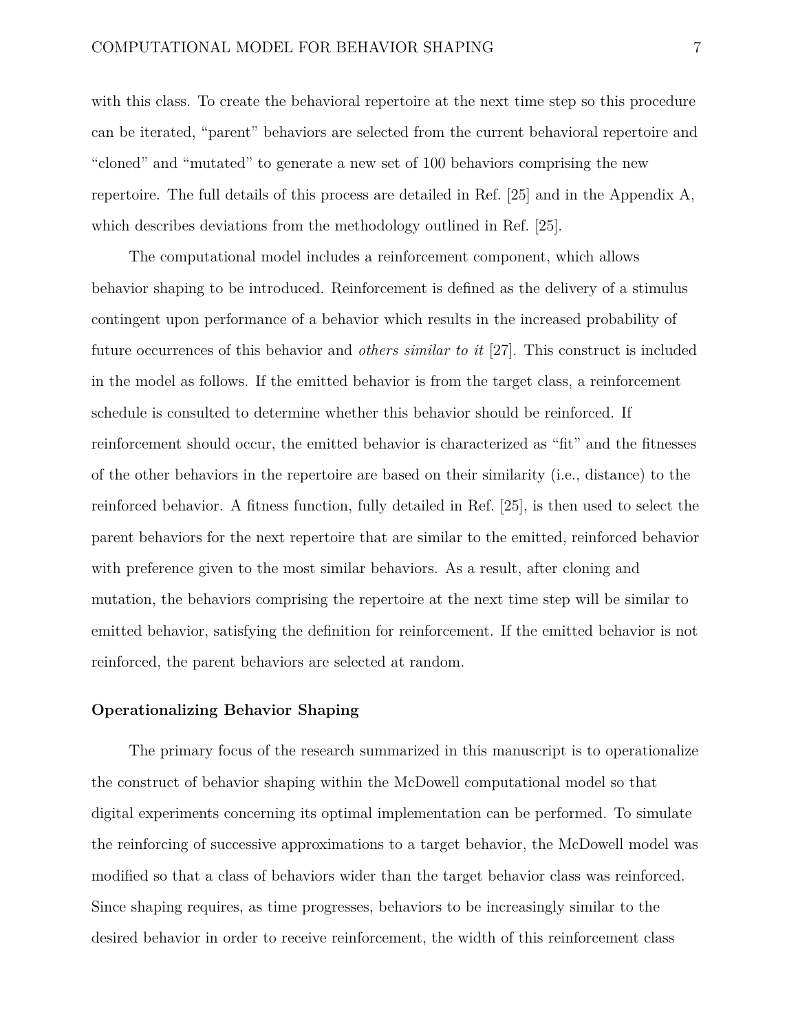with this class. To create the behavioral repertoire at the next time step so this procedure can be iterated, "parent" behaviors are selected from the current behavioral repertoire and "cloned" and "mutated" to generate a new set of 100 behaviors comprising the new repertoire. The full details of this process are detailed in Ref. [25] and in the Appendix A, which describes deviations from the methodology outlined in Ref. [25].

The computational model includes a reinforcement component, which allows behavior shaping to be introduced. Reinforcement is defined as the delivery of a stimulus contingent upon performance of a behavior which results in the increased probability of future occurrences of this behavior and *others similar to it* [27]. This construct is included in the model as follows. If the emitted behavior is from the target class, a reinforcement schedule is consulted to determine whether this behavior should be reinforced. If reinforcement should occur, the emitted behavior is characterized as "fit" and the fitnesses of the other behaviors in the repertoire are based on their similarity (i.e., distance) to the reinforced behavior. A fitness function, fully detailed in Ref. [25], is then used to select the parent behaviors for the next repertoire that are similar to the emitted, reinforced behavior with preference given to the most similar behaviors. As a result, after cloning and mutation, the behaviors comprising the repertoire at the next time step will be similar to emitted behavior, satisfying the definition for reinforcement. If the emitted behavior is not reinforced, the parent behaviors are selected at random.

### Operationalizing Behavior Shaping

The primary focus of the research summarized in this manuscript is to operationalize the construct of behavior shaping within the McDowell computational model so that digital experiments concerning its optimal implementation can be performed. To simulate the reinforcing of successive approximations to a target behavior, the McDowell model was modified so that a class of behaviors wider than the target behavior class was reinforced. Since shaping requires, as time progresses, behaviors to be increasingly similar to the desired behavior in order to receive reinforcement, the width of this reinforcement class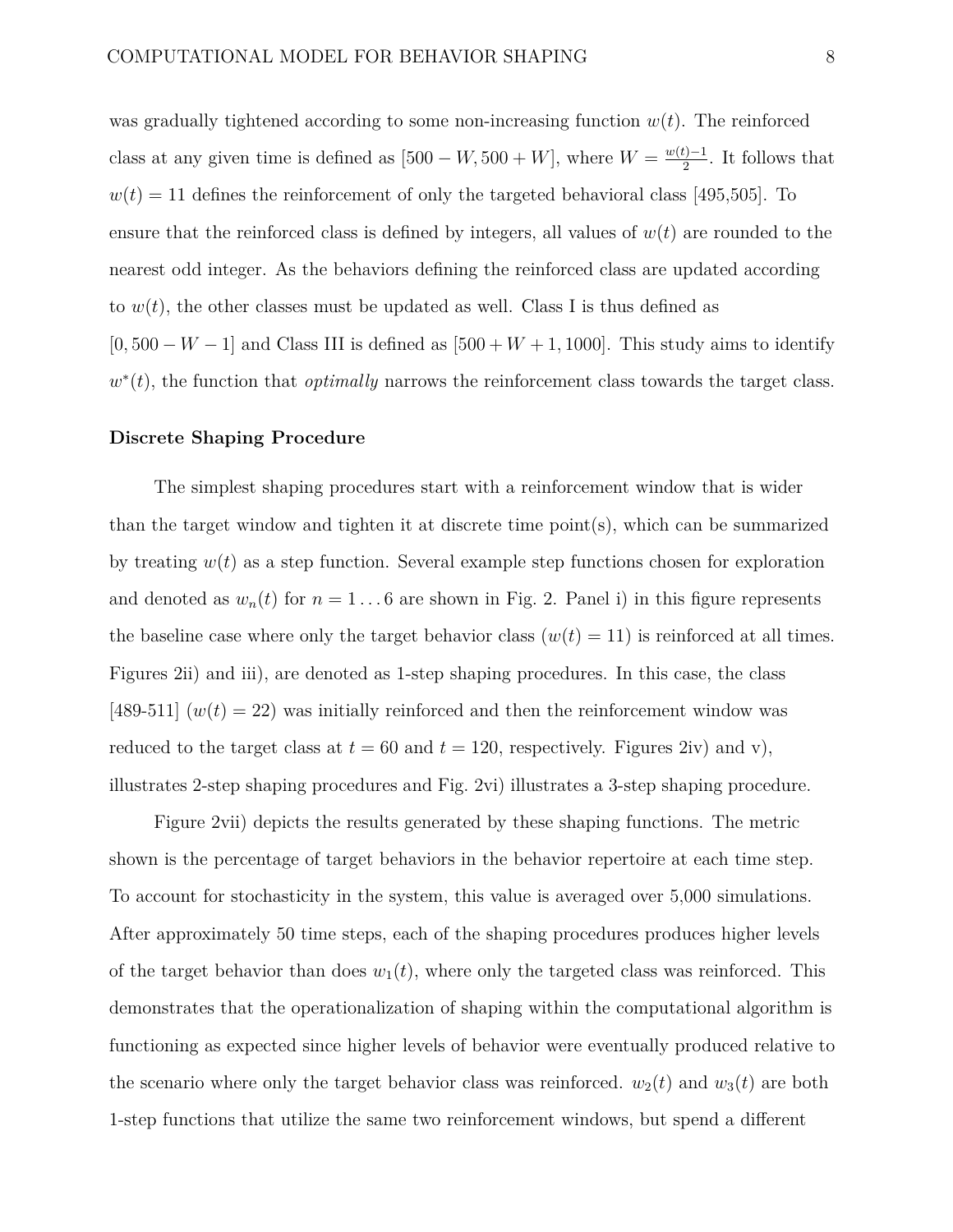was gradually tightened according to some non-increasing function $w(t)$. The reinforced class at any given time is defined as $[500 - W, 500 + W]$, where $W = \frac{w(t)-1}{2}$. It follows that $w(t) = 11$ defines the reinforcement of only the targeted behavioral class [495,505]. To ensure that the reinforced class is defined by integers, all values of $w(t)$ are rounded to the nearest odd integer. As the behaviors defining the reinforced class are updated according to $w(t)$, the other classes must be updated as well. Class I is thus defined as $[0, 500 - W - 1]$ and Class III is defined as $[500 + W + 1, 1000]$. This study aims to identify $w^*(t)$, the function that *optimally* narrows the reinforcement class towards the target class.

### Discrete Shaping Procedure

The simplest shaping procedures start with a reinforcement window that is wider than the target window and tighten it at discrete time point(s), which can be summarized by treating $w(t)$ as a step function. Several example step functions chosen for exploration and denoted as $w_n(t)$ for $n = 1 \ldots 6$ are shown in Fig. 2. Panel i) in this figure represents the baseline case where only the target behavior class ($w(t) = 11$) is reinforced at all times. Figures 2ii) and iii), are denoted as 1-step shaping procedures. In this case, the class [489-511] ($w(t) = 22$) was initially reinforced and then the reinforcement window was reduced to the target class at $t = 60$ and $t = 120$, respectively. Figures 2iv) and v), illustrates 2-step shaping procedures and Fig. 2vi) illustrates a 3-step shaping procedure.

Figure 2vii) depicts the results generated by these shaping functions. The metric shown is the percentage of target behaviors in the behavior repertoire at each time step. To account for stochasticity in the system, this value is averaged over 5,000 simulations. After approximately 50 time steps, each of the shaping procedures produces higher levels of the target behavior than does $w_1(t)$, where only the targeted class was reinforced. This demonstrates that the operationalization of shaping within the computational algorithm is functioning as expected since higher levels of behavior were eventually produced relative to the scenario where only the target behavior class was reinforced. $w_2(t)$ and $w_3(t)$ are both 1-step functions that utilize the same two reinforcement windows, but spend a different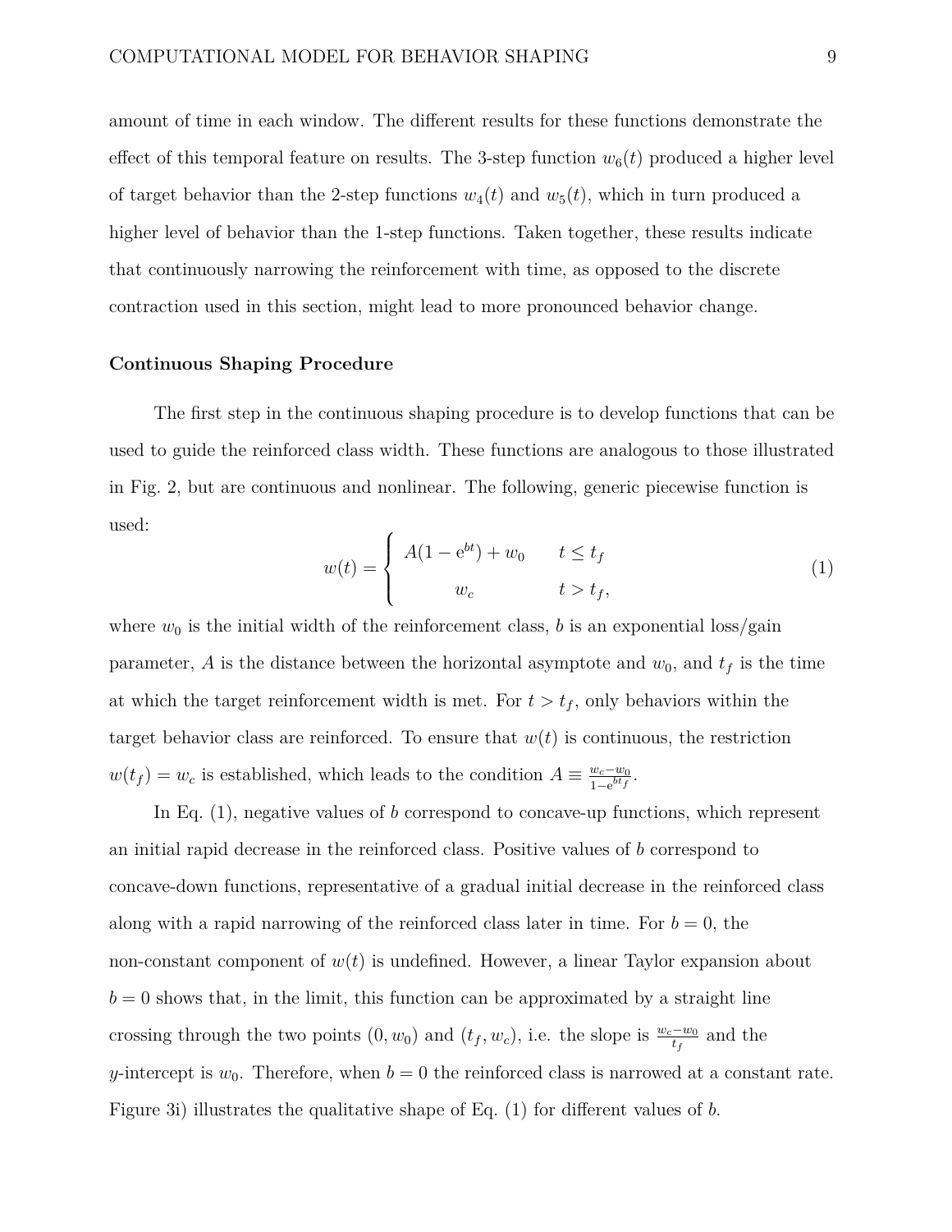amount of time in each window. The different results for these functions demonstrate the effect of this temporal feature on results. The 3-step function $w_6(t)$ produced a higher level of target behavior than the 2-step functions $w_4(t)$ and $w_5(t)$, which in turn produced a higher level of behavior than the 1-step functions. Taken together, these results indicate that continuously narrowing the reinforcement with time, as opposed to the discrete contraction used in this section, might lead to more pronounced behavior change.

**Continuous Shaping Procedure**

The first step in the continuous shaping procedure is to develop functions that can be used to guide the reinforced class width. These functions are analogous to those illustrated in Fig. 2, but are continuous and nonlinear. The following, generic piecewise function is used:

$$w(t) = \begin{cases} A(1 - \mathrm{e}^{bt}) + w_0 & t \leq t_f \\ w_c & t > t_f, \end{cases} \tag{1}$$

where $w_0$ is the initial width of the reinforcement class, $b$ is an exponential loss/gain parameter, $A$ is the distance between the horizontal asymptote and $w_0$, and $t_f$ is the time at which the target reinforcement width is met. For $t > t_f$, only behaviors within the target behavior class are reinforced. To ensure that $w(t)$ is continuous, the restriction $w(t_f) = w_c$ is established, which leads to the condition $A \equiv \frac{w_c - w_0}{1 - \mathrm{e}^{bt_f}}$.

In Eq. (1), negative values of $b$ correspond to concave-up functions, which represent an initial rapid decrease in the reinforced class. Positive values of $b$ correspond to concave-down functions, representative of a gradual initial decrease in the reinforced class along with a rapid narrowing of the reinforced class later in time. For $b = 0$, the non-constant component of $w(t)$ is undefined. However, a linear Taylor expansion about $b = 0$ shows that, in the limit, this function can be approximated by a straight line crossing through the two points $(0, w_0)$ and $(t_f, w_c)$, i.e. the slope is $\frac{w_c - w_0}{t_f}$ and the $y$-intercept is $w_0$. Therefore, when $b = 0$ the reinforced class is narrowed at a constant rate. Figure 3i) illustrates the qualitative shape of Eq. (1) for different values of $b$.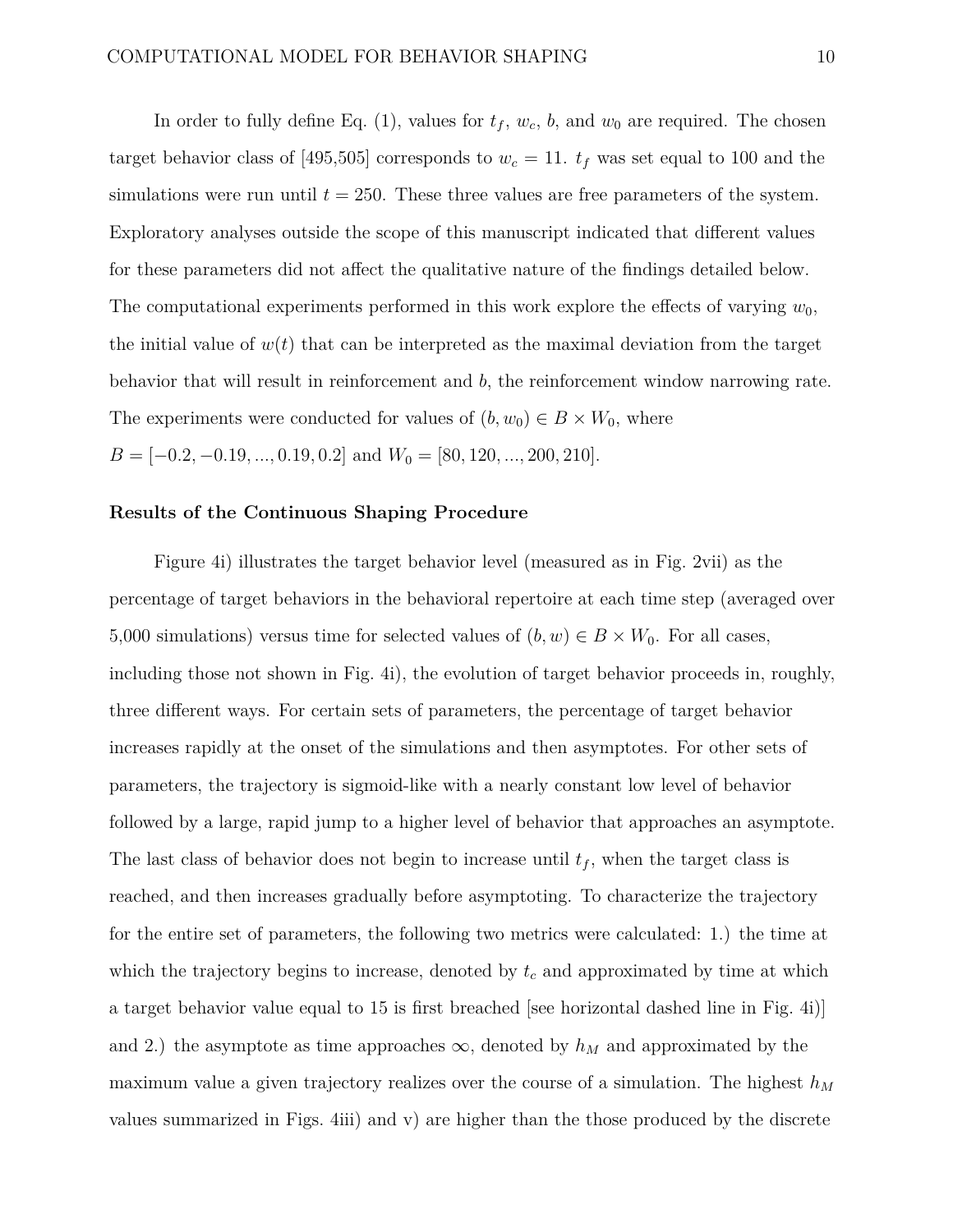In order to fully define Eq. (1), values for $t_f$, $w_c$, $b$, and $w_0$ are required. The chosen target behavior class of [495,505] corresponds to $w_c = 11$. $t_f$ was set equal to 100 and the simulations were run until $t = 250$. These three values are free parameters of the system. Exploratory analyses outside the scope of this manuscript indicated that different values for these parameters did not affect the qualitative nature of the findings detailed below. The computational experiments performed in this work explore the effects of varying $w_0$, the initial value of $w(t)$ that can be interpreted as the maximal deviation from the target behavior that will result in reinforcement and $b$, the reinforcement window narrowing rate. The experiments were conducted for values of $(b, w_0) \in B \times W_0$, where $B = [-0.2, -0.19, ..., 0.19, 0.2]$ and $W_0 = [80, 120, ..., 200, 210]$.

**Results of the Continuous Shaping Procedure**

Figure 4i) illustrates the target behavior level (measured as in Fig. 2vii) as the percentage of target behaviors in the behavioral repertoire at each time step (averaged over 5,000 simulations) versus time for selected values of $(b, w) \in B \times W_0$. For all cases, including those not shown in Fig. 4i), the evolution of target behavior proceeds in, roughly, three different ways. For certain sets of parameters, the percentage of target behavior increases rapidly at the onset of the simulations and then asymptotes. For other sets of parameters, the trajectory is sigmoid-like with a nearly constant low level of behavior followed by a large, rapid jump to a higher level of behavior that approaches an asymptote. The last class of behavior does not begin to increase until $t_f$, when the target class is reached, and then increases gradually before asymptoting. To characterize the trajectory for the entire set of parameters, the following two metrics were calculated: 1.) the time at which the trajectory begins to increase, denoted by $t_c$ and approximated by time at which a target behavior value equal to 15 is first breached [see horizontal dashed line in Fig. 4i)] and 2.) the asymptote as time approaches $\infty$, denoted by $h_M$ and approximated by the maximum value a given trajectory realizes over the course of a simulation. The highest $h_M$ values summarized in Figs. 4iii) and v) are higher than the those produced by the discrete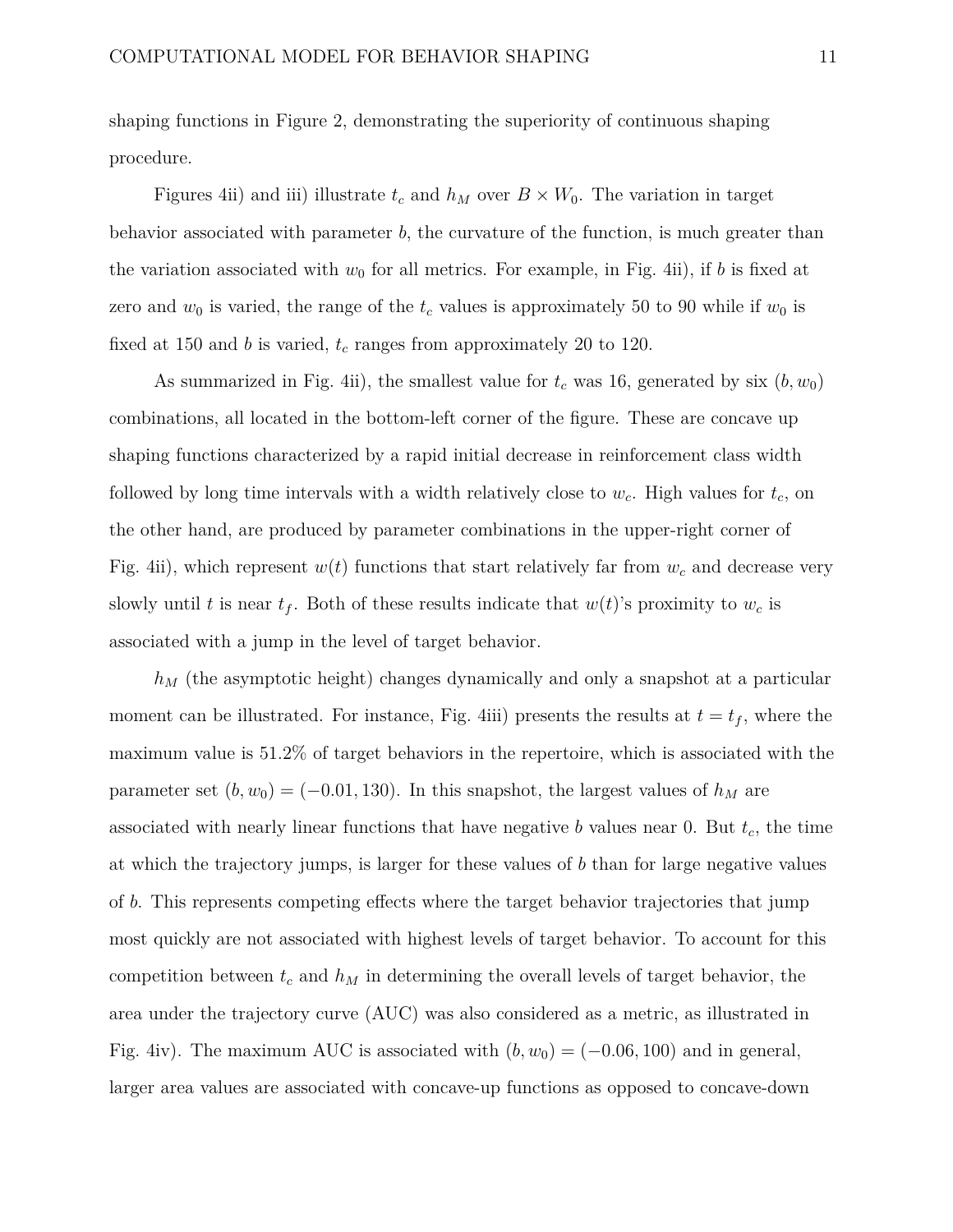shaping functions in Figure 2, demonstrating the superiority of continuous shaping procedure.

Figures 4ii) and iii) illustrate $t_c$ and $h_M$ over $B \times W_0$. The variation in target behavior associated with parameter $b$, the curvature of the function, is much greater than the variation associated with $w_0$ for all metrics. For example, in Fig. 4ii), if $b$ is fixed at zero and $w_0$ is varied, the range of the $t_c$ values is approximately 50 to 90 while if $w_0$ is fixed at 150 and $b$ is varied, $t_c$ ranges from approximately 20 to 120.

As summarized in Fig. 4ii), the smallest value for $t_c$ was 16, generated by six $(b, w_0)$ combinations, all located in the bottom-left corner of the figure. These are concave up shaping functions characterized by a rapid initial decrease in reinforcement class width followed by long time intervals with a width relatively close to $w_c$. High values for $t_c$, on the other hand, are produced by parameter combinations in the upper-right corner of Fig. 4ii), which represent $w(t)$ functions that start relatively far from $w_c$ and decrease very slowly until $t$ is near $t_f$. Both of these results indicate that $w(t)$'s proximity to $w_c$ is associated with a jump in the level of target behavior.

$h_M$ (the asymptotic height) changes dynamically and only a snapshot at a particular moment can be illustrated. For instance, Fig. 4iii) presents the results at $t = t_f$, where the maximum value is 51.2% of target behaviors in the repertoire, which is associated with the parameter set $(b, w_0) = (-0.01, 130)$. In this snapshot, the largest values of $h_M$ are associated with nearly linear functions that have negative $b$ values near 0. But $t_c$, the time at which the trajectory jumps, is larger for these values of $b$ than for large negative values of $b$. This represents competing effects where the target behavior trajectories that jump most quickly are not associated with highest levels of target behavior. To account for this competition between $t_c$ and $h_M$ in determining the overall levels of target behavior, the area under the trajectory curve (AUC) was also considered as a metric, as illustrated in Fig. 4iv). The maximum AUC is associated with $(b, w_0) = (-0.06, 100)$ and in general, larger area values are associated with concave-up functions as opposed to concave-down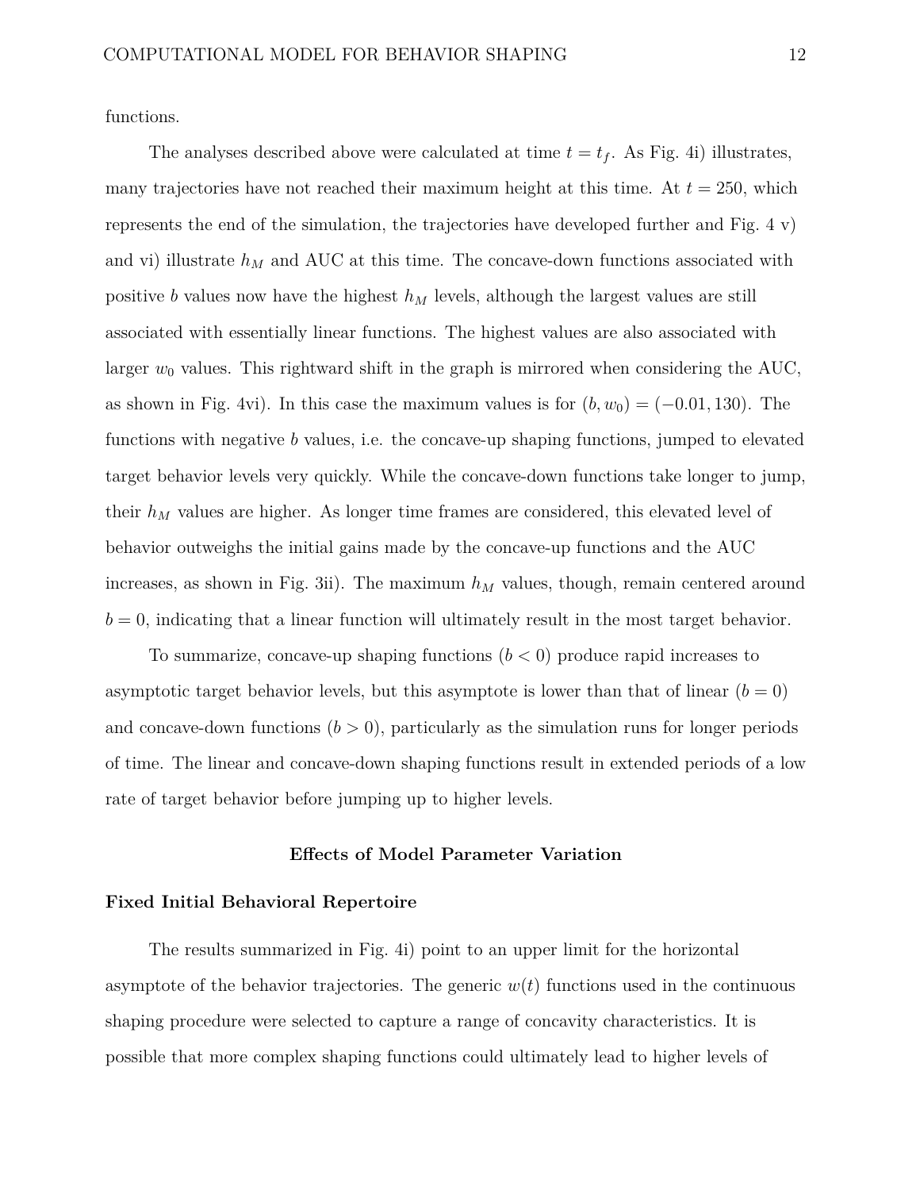functions.

The analyses described above were calculated at time $t = t_f$. As Fig. 4i) illustrates, many trajectories have not reached their maximum height at this time. At $t = 250$, which represents the end of the simulation, the trajectories have developed further and Fig. 4 v) and vi) illustrate $h_M$ and AUC at this time. The concave-down functions associated with positive $b$ values now have the highest $h_M$ levels, although the largest values are still associated with essentially linear functions. The highest values are also associated with larger $w_0$ values. This rightward shift in the graph is mirrored when considering the AUC, as shown in Fig. 4vi). In this case the maximum values is for $(b, w_0) = (-0.01, 130)$. The functions with negative $b$ values, i.e. the concave-up shaping functions, jumped to elevated target behavior levels very quickly. While the concave-down functions take longer to jump, their $h_M$ values are higher. As longer time frames are considered, this elevated level of behavior outweighs the initial gains made by the concave-up functions and the AUC increases, as shown in Fig. 3ii). The maximum $h_M$ values, though, remain centered around $b = 0$, indicating that a linear function will ultimately result in the most target behavior.

To summarize, concave-up shaping functions ($b < 0$) produce rapid increases to asymptotic target behavior levels, but this asymptote is lower than that of linear ($b = 0$) and concave-down functions ($b > 0$), particularly as the simulation runs for longer periods of time. The linear and concave-down shaping functions result in extended periods of a low rate of target behavior before jumping up to higher levels.

## Effects of Model Parameter Variation

### Fixed Initial Behavioral Repertoire

The results summarized in Fig. 4i) point to an upper limit for the horizontal asymptote of the behavior trajectories. The generic $w(t)$ functions used in the continuous shaping procedure were selected to capture a range of concavity characteristics. It is possible that more complex shaping functions could ultimately lead to higher levels of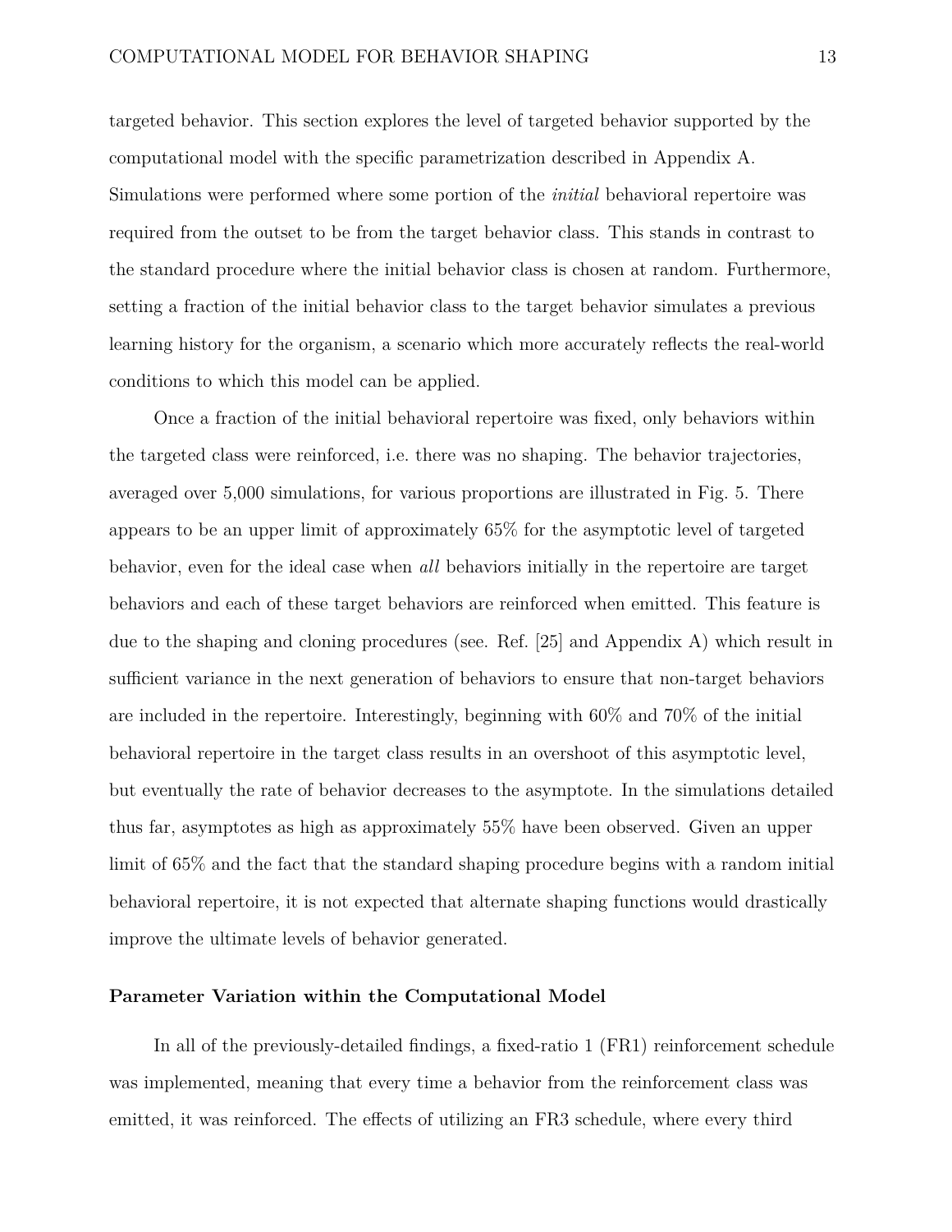targeted behavior. This section explores the level of targeted behavior supported by the computational model with the specific parametrization described in Appendix A. Simulations were performed where some portion of the *initial* behavioral repertoire was required from the outset to be from the target behavior class. This stands in contrast to the standard procedure where the initial behavior class is chosen at random. Furthermore, setting a fraction of the initial behavior class to the target behavior simulates a previous learning history for the organism, a scenario which more accurately reflects the real-world conditions to which this model can be applied.

Once a fraction of the initial behavioral repertoire was fixed, only behaviors within the targeted class were reinforced, i.e. there was no shaping. The behavior trajectories, averaged over 5,000 simulations, for various proportions are illustrated in Fig. 5. There appears to be an upper limit of approximately 65% for the asymptotic level of targeted behavior, even for the ideal case when *all* behaviors initially in the repertoire are target behaviors and each of these target behaviors are reinforced when emitted. This feature is due to the shaping and cloning procedures (see. Ref. [25] and Appendix A) which result in sufficient variance in the next generation of behaviors to ensure that non-target behaviors are included in the repertoire. Interestingly, beginning with 60% and 70% of the initial behavioral repertoire in the target class results in an overshoot of this asymptotic level, but eventually the rate of behavior decreases to the asymptote. In the simulations detailed thus far, asymptotes as high as approximately 55% have been observed. Given an upper limit of 65% and the fact that the standard shaping procedure begins with a random initial behavioral repertoire, it is not expected that alternate shaping functions would drastically improve the ultimate levels of behavior generated.

## Parameter Variation within the Computational Model

In all of the previously-detailed findings, a fixed-ratio 1 (FR1) reinforcement schedule was implemented, meaning that every time a behavior from the reinforcement class was emitted, it was reinforced. The effects of utilizing an FR3 schedule, where every third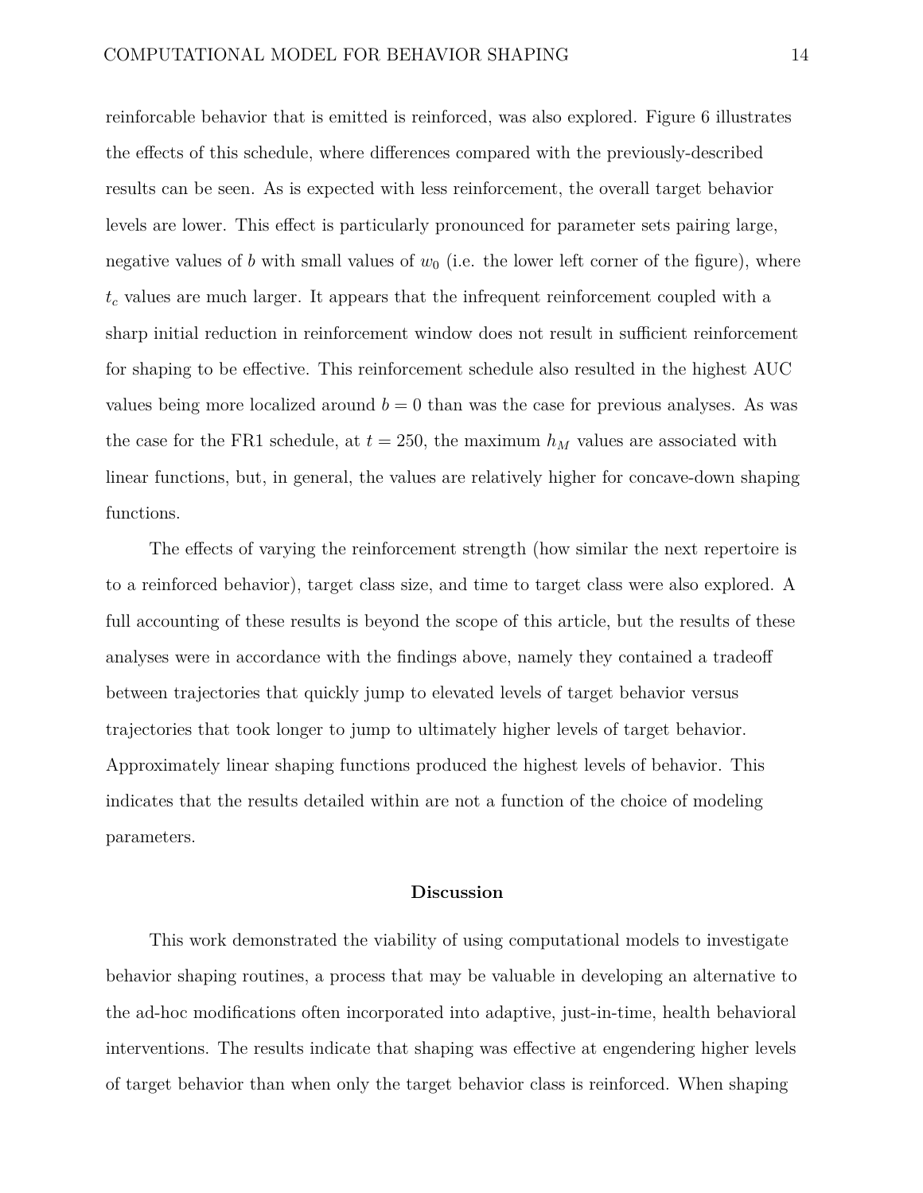reinforcable behavior that is emitted is reinforced, was also explored. Figure 6 illustrates the effects of this schedule, where differences compared with the previously-described results can be seen. As is expected with less reinforcement, the overall target behavior levels are lower. This effect is particularly pronounced for parameter sets pairing large, negative values of $b$ with small values of $w_0$ (i.e. the lower left corner of the figure), where $t_c$ values are much larger. It appears that the infrequent reinforcement coupled with a sharp initial reduction in reinforcement window does not result in sufficient reinforcement for shaping to be effective. This reinforcement schedule also resulted in the highest AUC values being more localized around $b = 0$ than was the case for previous analyses. As was the case for the FR1 schedule, at $t = 250$, the maximum $h_M$ values are associated with linear functions, but, in general, the values are relatively higher for concave-down shaping functions.

The effects of varying the reinforcement strength (how similar the next repertoire is to a reinforced behavior), target class size, and time to target class were also explored. A full accounting of these results is beyond the scope of this article, but the results of these analyses were in accordance with the findings above, namely they contained a tradeoff between trajectories that quickly jump to elevated levels of target behavior versus trajectories that took longer to jump to ultimately higher levels of target behavior. Approximately linear shaping functions produced the highest levels of behavior. This indicates that the results detailed within are not a function of the choice of modeling parameters.

## Discussion

This work demonstrated the viability of using computational models to investigate behavior shaping routines, a process that may be valuable in developing an alternative to the ad-hoc modifications often incorporated into adaptive, just-in-time, health behavioral interventions. The results indicate that shaping was effective at engendering higher levels of target behavior than when only the target behavior class is reinforced. When shaping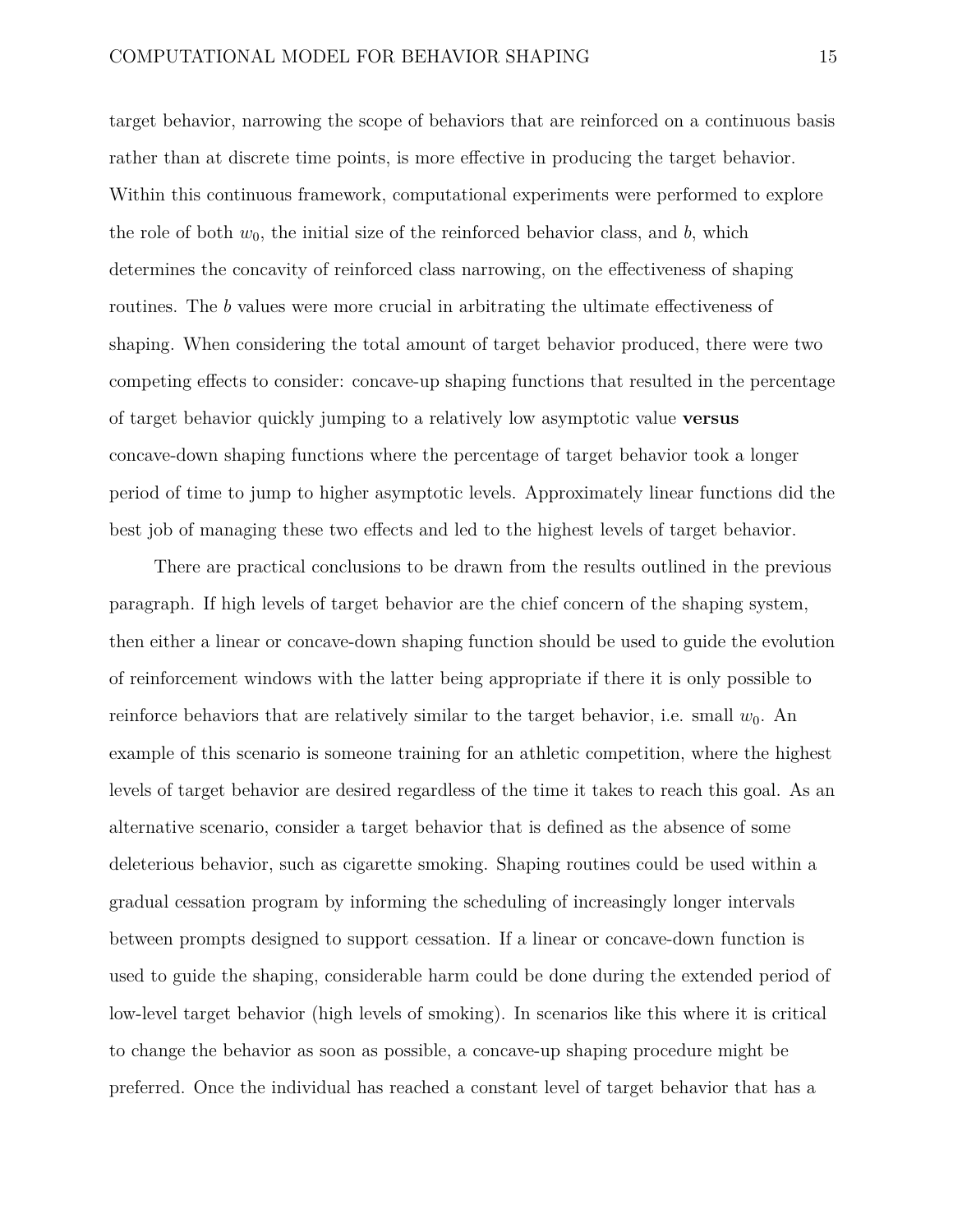target behavior, narrowing the scope of behaviors that are reinforced on a continuous basis rather than at discrete time points, is more effective in producing the target behavior. Within this continuous framework, computational experiments were performed to explore the role of both $w_0$, the initial size of the reinforced behavior class, and $b$, which determines the concavity of reinforced class narrowing, on the effectiveness of shaping routines. The $b$ values were more crucial in arbitrating the ultimate effectiveness of shaping. When considering the total amount of target behavior produced, there were two competing effects to consider: concave-up shaping functions that resulted in the percentage of target behavior quickly jumping to a relatively low asymptotic value **versus** concave-down shaping functions where the percentage of target behavior took a longer period of time to jump to higher asymptotic levels. Approximately linear functions did the best job of managing these two effects and led to the highest levels of target behavior.

There are practical conclusions to be drawn from the results outlined in the previous paragraph. If high levels of target behavior are the chief concern of the shaping system, then either a linear or concave-down shaping function should be used to guide the evolution of reinforcement windows with the latter being appropriate if there it is only possible to reinforce behaviors that are relatively similar to the target behavior, i.e. small $w_0$. An example of this scenario is someone training for an athletic competition, where the highest levels of target behavior are desired regardless of the time it takes to reach this goal. As an alternative scenario, consider a target behavior that is defined as the absence of some deleterious behavior, such as cigarette smoking. Shaping routines could be used within a gradual cessation program by informing the scheduling of increasingly longer intervals between prompts designed to support cessation. If a linear or concave-down function is used to guide the shaping, considerable harm could be done during the extended period of low-level target behavior (high levels of smoking). In scenarios like this where it is critical to change the behavior as soon as possible, a concave-up shaping procedure might be preferred. Once the individual has reached a constant level of target behavior that has a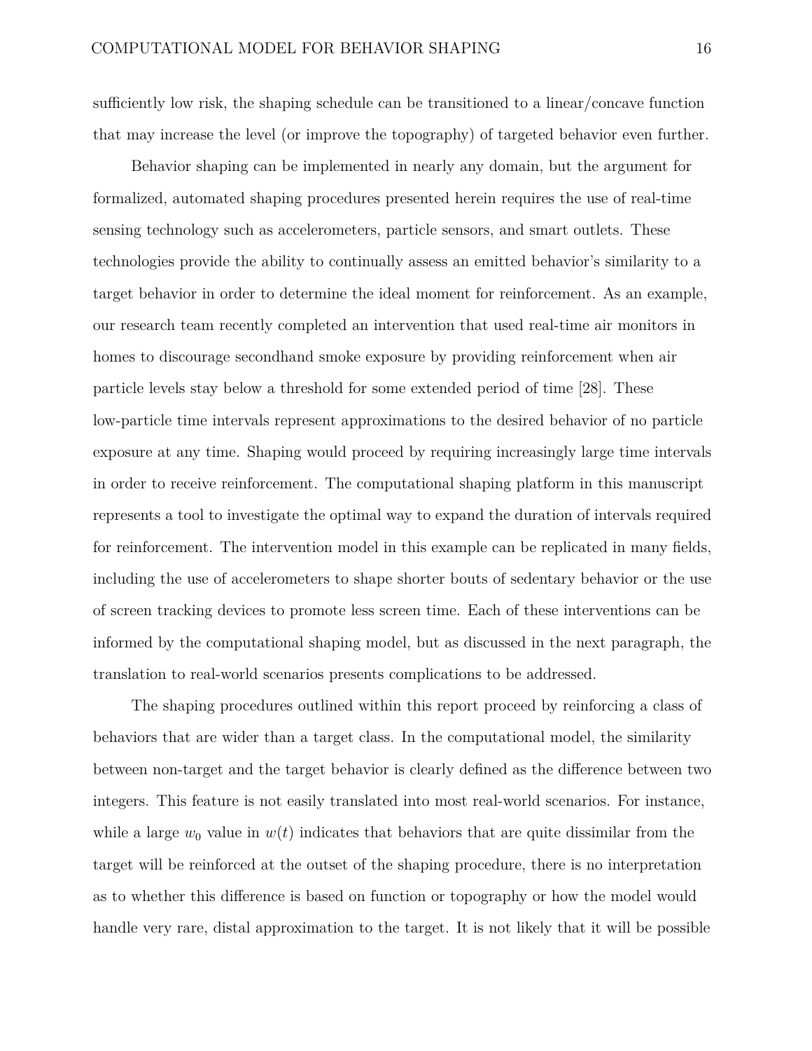sufficiently low risk, the shaping schedule can be transitioned to a linear/concave function that may increase the level (or improve the topography) of targeted behavior even further.

Behavior shaping can be implemented in nearly any domain, but the argument for formalized, automated shaping procedures presented herein requires the use of real-time sensing technology such as accelerometers, particle sensors, and smart outlets. These technologies provide the ability to continually assess an emitted behavior's similarity to a target behavior in order to determine the ideal moment for reinforcement. As an example, our research team recently completed an intervention that used real-time air monitors in homes to discourage secondhand smoke exposure by providing reinforcement when air particle levels stay below a threshold for some extended period of time [28]. These low-particle time intervals represent approximations to the desired behavior of no particle exposure at any time. Shaping would proceed by requiring increasingly large time intervals in order to receive reinforcement. The computational shaping platform in this manuscript represents a tool to investigate the optimal way to expand the duration of intervals required for reinforcement. The intervention model in this example can be replicated in many fields, including the use of accelerometers to shape shorter bouts of sedentary behavior or the use of screen tracking devices to promote less screen time. Each of these interventions can be informed by the computational shaping model, but as discussed in the next paragraph, the translation to real-world scenarios presents complications to be addressed.

The shaping procedures outlined within this report proceed by reinforcing a class of behaviors that are wider than a target class. In the computational model, the similarity between non-target and the target behavior is clearly defined as the difference between two integers. This feature is not easily translated into most real-world scenarios. For instance, while a large $w_0$ value in $w(t)$ indicates that behaviors that are quite dissimilar from the target will be reinforced at the outset of the shaping procedure, there is no interpretation as to whether this difference is based on function or topography or how the model would handle very rare, distal approximation to the target. It is not likely that it will be possible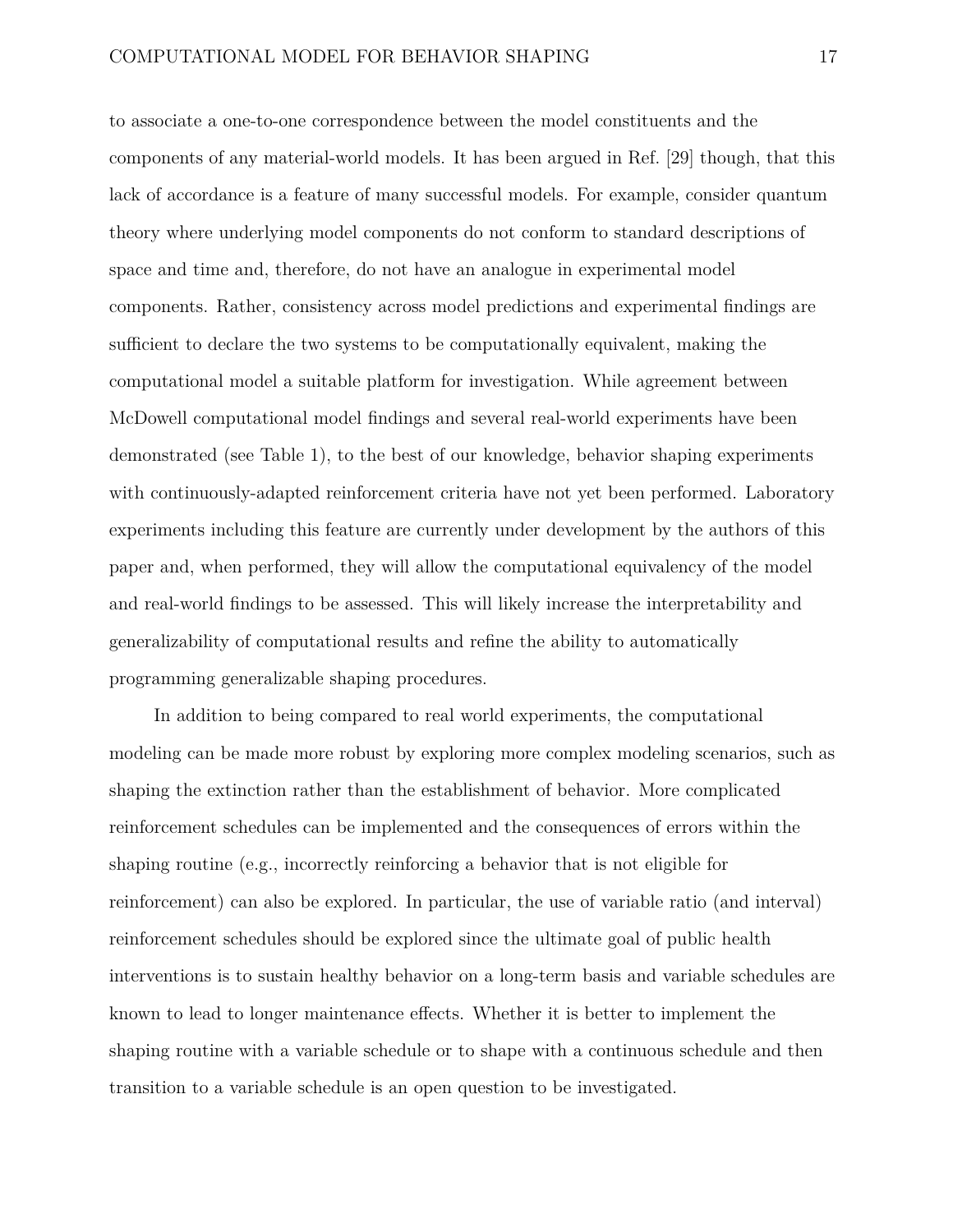to associate a one-to-one correspondence between the model constituents and the components of any material-world models. It has been argued in Ref. [29] though, that this lack of accordance is a feature of many successful models. For example, consider quantum theory where underlying model components do not conform to standard descriptions of space and time and, therefore, do not have an analogue in experimental model components. Rather, consistency across model predictions and experimental findings are sufficient to declare the two systems to be computationally equivalent, making the computational model a suitable platform for investigation. While agreement between McDowell computational model findings and several real-world experiments have been demonstrated (see Table 1), to the best of our knowledge, behavior shaping experiments with continuously-adapted reinforcement criteria have not yet been performed. Laboratory experiments including this feature are currently under development by the authors of this paper and, when performed, they will allow the computational equivalency of the model and real-world findings to be assessed. This will likely increase the interpretability and generalizability of computational results and refine the ability to automatically programming generalizable shaping procedures.

In addition to being compared to real world experiments, the computational modeling can be made more robust by exploring more complex modeling scenarios, such as shaping the extinction rather than the establishment of behavior. More complicated reinforcement schedules can be implemented and the consequences of errors within the shaping routine (e.g., incorrectly reinforcing a behavior that is not eligible for reinforcement) can also be explored. In particular, the use of variable ratio (and interval) reinforcement schedules should be explored since the ultimate goal of public health interventions is to sustain healthy behavior on a long-term basis and variable schedules are known to lead to longer maintenance effects. Whether it is better to implement the shaping routine with a variable schedule or to shape with a continuous schedule and then transition to a variable schedule is an open question to be investigated.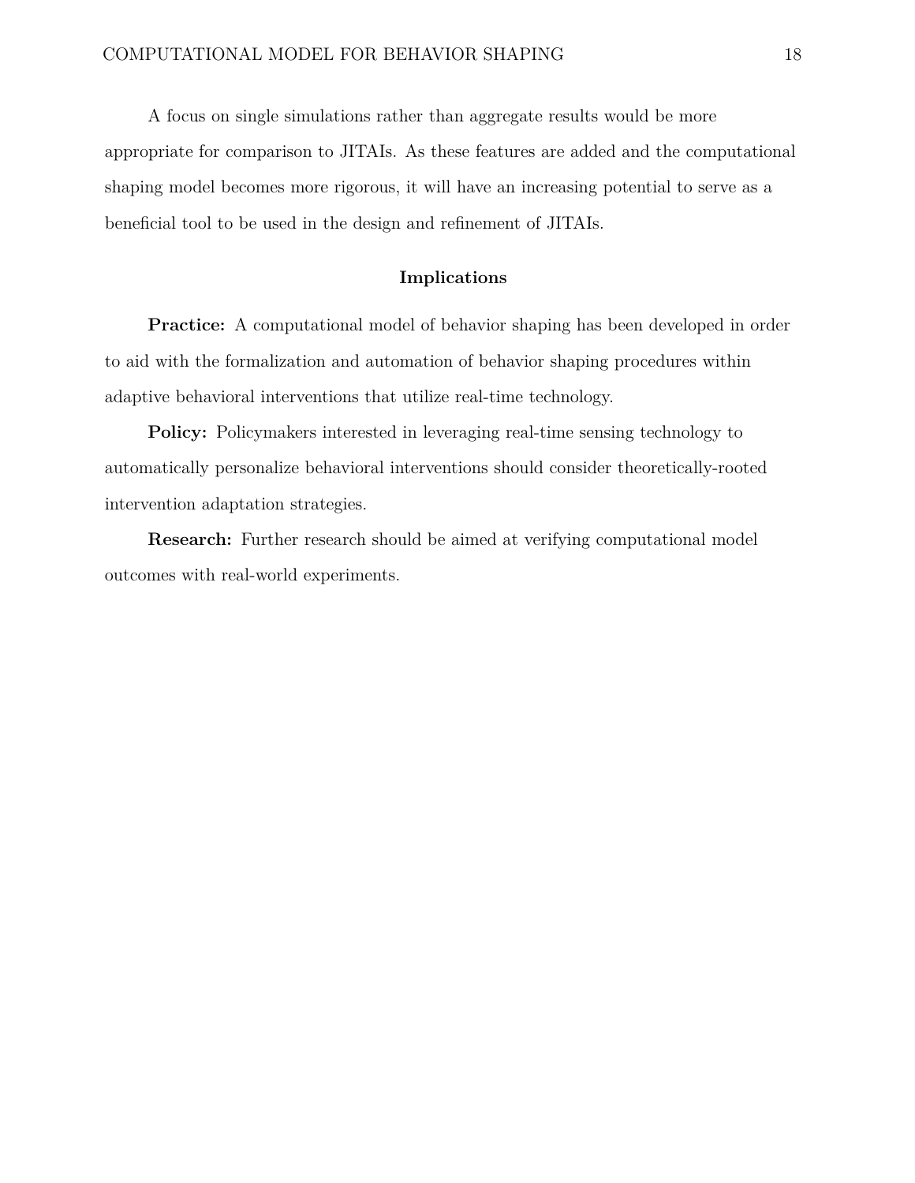A focus on single simulations rather than aggregate results would be more appropriate for comparison to JITAIs. As these features are added and the computational shaping model becomes more rigorous, it will have an increasing potential to serve as a beneficial tool to be used in the design and refinement of JITAIs.

## Implications

**Practice:** A computational model of behavior shaping has been developed in order to aid with the formalization and automation of behavior shaping procedures within adaptive behavioral interventions that utilize real-time technology.

**Policy:** Policymakers interested in leveraging real-time sensing technology to automatically personalize behavioral interventions should consider theoretically-rooted intervention adaptation strategies.

**Research:** Further research should be aimed at verifying computational model outcomes with real-world experiments.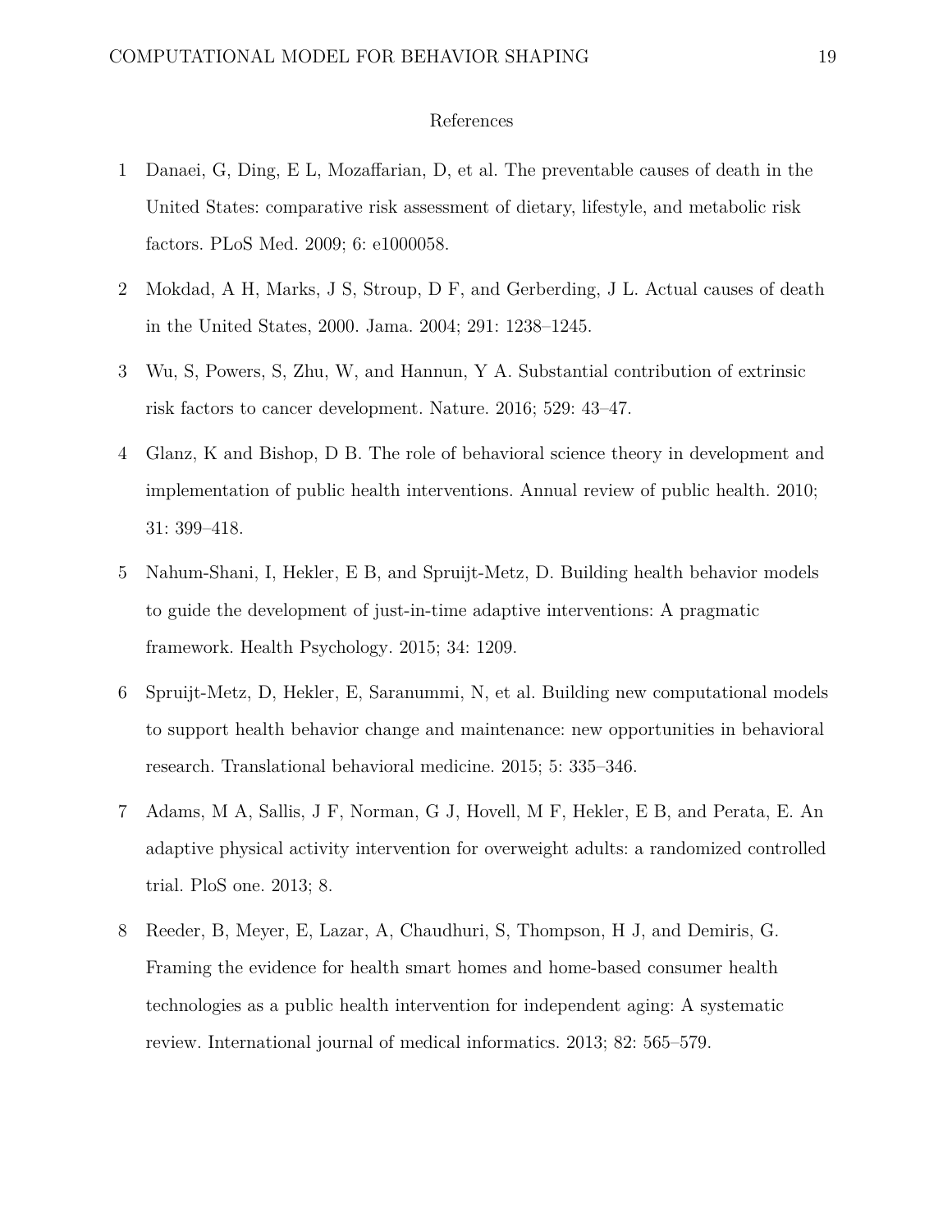## References

1 Danaei, G, Ding, E L, Mozaffarian, D, et al. The preventable causes of death in the United States: comparative risk assessment of dietary, lifestyle, and metabolic risk factors. PLoS Med. 2009; 6: e1000058.

2 Mokdad, A H, Marks, J S, Stroup, D F, and Gerberding, J L. Actual causes of death in the United States, 2000. Jama. 2004; 291: 1238–1245.

3 Wu, S, Powers, S, Zhu, W, and Hannun, Y A. Substantial contribution of extrinsic risk factors to cancer development. Nature. 2016; 529: 43–47.

4 Glanz, K and Bishop, D B. The role of behavioral science theory in development and implementation of public health interventions. Annual review of public health. 2010; 31: 399–418.

5 Nahum-Shani, I, Hekler, E B, and Spruijt-Metz, D. Building health behavior models to guide the development of just-in-time adaptive interventions: A pragmatic framework. Health Psychology. 2015; 34: 1209.

6 Spruijt-Metz, D, Hekler, E, Saranummi, N, et al. Building new computational models to support health behavior change and maintenance: new opportunities in behavioral research. Translational behavioral medicine. 2015; 5: 335–346.

7 Adams, M A, Sallis, J F, Norman, G J, Hovell, M F, Hekler, E B, and Perata, E. An adaptive physical activity intervention for overweight adults: a randomized controlled trial. PloS one. 2013; 8.

8 Reeder, B, Meyer, E, Lazar, A, Chaudhuri, S, Thompson, H J, and Demiris, G. Framing the evidence for health smart homes and home-based consumer health technologies as a public health intervention for independent aging: A systematic review. International journal of medical informatics. 2013; 82: 565–579.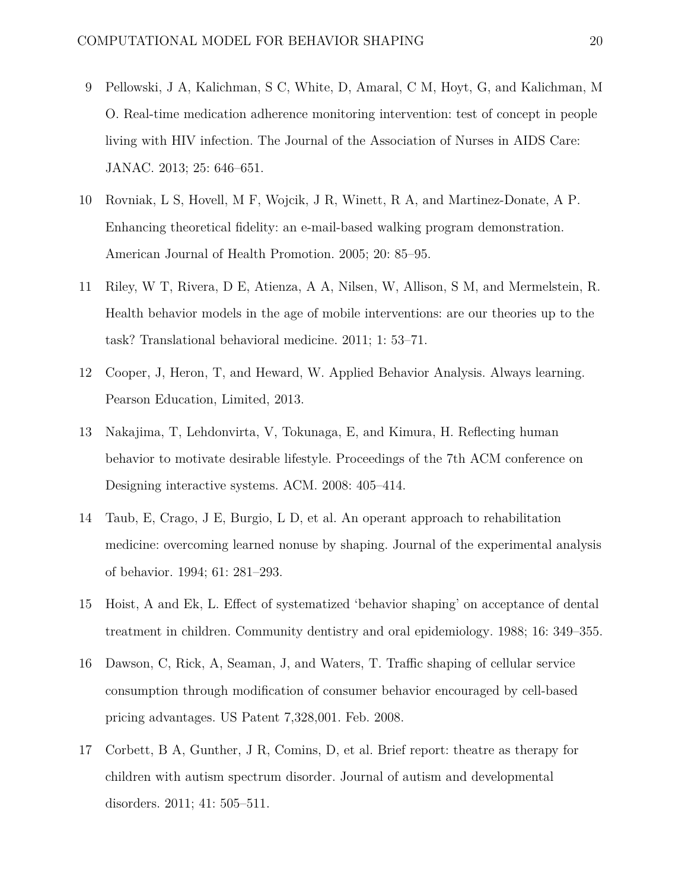9 Pellowski, J A, Kalichman, S C, White, D, Amaral, C M, Hoyt, G, and Kalichman, M O. Real-time medication adherence monitoring intervention: test of concept in people living with HIV infection. The Journal of the Association of Nurses in AIDS Care: JANAC. 2013; 25: 646–651.

10 Rovniak, L S, Hovell, M F, Wojcik, J R, Winett, R A, and Martinez-Donate, A P. Enhancing theoretical fidelity: an e-mail-based walking program demonstration. American Journal of Health Promotion. 2005; 20: 85–95.

11 Riley, W T, Rivera, D E, Atienza, A A, Nilsen, W, Allison, S M, and Mermelstein, R. Health behavior models in the age of mobile interventions: are our theories up to the task? Translational behavioral medicine. 2011; 1: 53–71.

12 Cooper, J, Heron, T, and Heward, W. Applied Behavior Analysis. Always learning. Pearson Education, Limited, 2013.

13 Nakajima, T, Lehdonvirta, V, Tokunaga, E, and Kimura, H. Reflecting human behavior to motivate desirable lifestyle. Proceedings of the 7th ACM conference on Designing interactive systems. ACM. 2008: 405–414.

14 Taub, E, Crago, J E, Burgio, L D, et al. An operant approach to rehabilitation medicine: overcoming learned nonuse by shaping. Journal of the experimental analysis of behavior. 1994; 61: 281–293.

15 Hoist, A and Ek, L. Effect of systematized 'behavior shaping' on acceptance of dental treatment in children. Community dentistry and oral epidemiology. 1988; 16: 349–355.

16 Dawson, C, Rick, A, Seaman, J, and Waters, T. Traffic shaping of cellular service consumption through modification of consumer behavior encouraged by cell-based pricing advantages. US Patent 7,328,001. Feb. 2008.

17 Corbett, B A, Gunther, J R, Comins, D, et al. Brief report: theatre as therapy for children with autism spectrum disorder. Journal of autism and developmental disorders. 2011; 41: 505–511.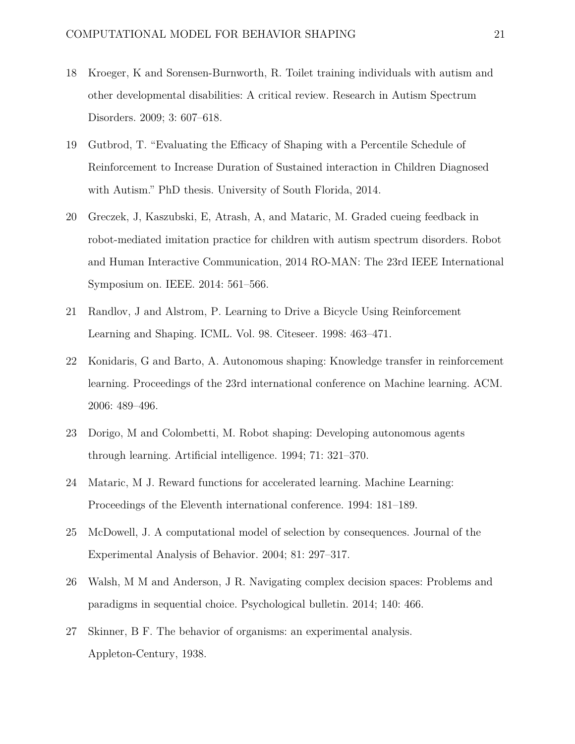18 Kroeger, K and Sorensen-Burnworth, R. Toilet training individuals with autism and other developmental disabilities: A critical review. Research in Autism Spectrum Disorders. 2009; 3: 607–618.

19 Gutbrod, T. "Evaluating the Efficacy of Shaping with a Percentile Schedule of Reinforcement to Increase Duration of Sustained interaction in Children Diagnosed with Autism." PhD thesis. University of South Florida, 2014.

20 Greczek, J, Kaszubski, E, Atrash, A, and Mataric, M. Graded cueing feedback in robot-mediated imitation practice for children with autism spectrum disorders. Robot and Human Interactive Communication, 2014 RO-MAN: The 23rd IEEE International Symposium on. IEEE. 2014: 561–566.

21 Randlov, J and Alstrom, P. Learning to Drive a Bicycle Using Reinforcement Learning and Shaping. ICML. Vol. 98. Citeseer. 1998: 463–471.

22 Konidaris, G and Barto, A. Autonomous shaping: Knowledge transfer in reinforcement learning. Proceedings of the 23rd international conference on Machine learning. ACM. 2006: 489–496.

23 Dorigo, M and Colombetti, M. Robot shaping: Developing autonomous agents through learning. Artificial intelligence. 1994; 71: 321–370.

24 Mataric, M J. Reward functions for accelerated learning. Machine Learning: Proceedings of the Eleventh international conference. 1994: 181–189.

25 McDowell, J. A computational model of selection by consequences. Journal of the Experimental Analysis of Behavior. 2004; 81: 297–317.

26 Walsh, M M and Anderson, J R. Navigating complex decision spaces: Problems and paradigms in sequential choice. Psychological bulletin. 2014; 140: 466.

27 Skinner, B F. The behavior of organisms: an experimental analysis. Appleton-Century, 1938.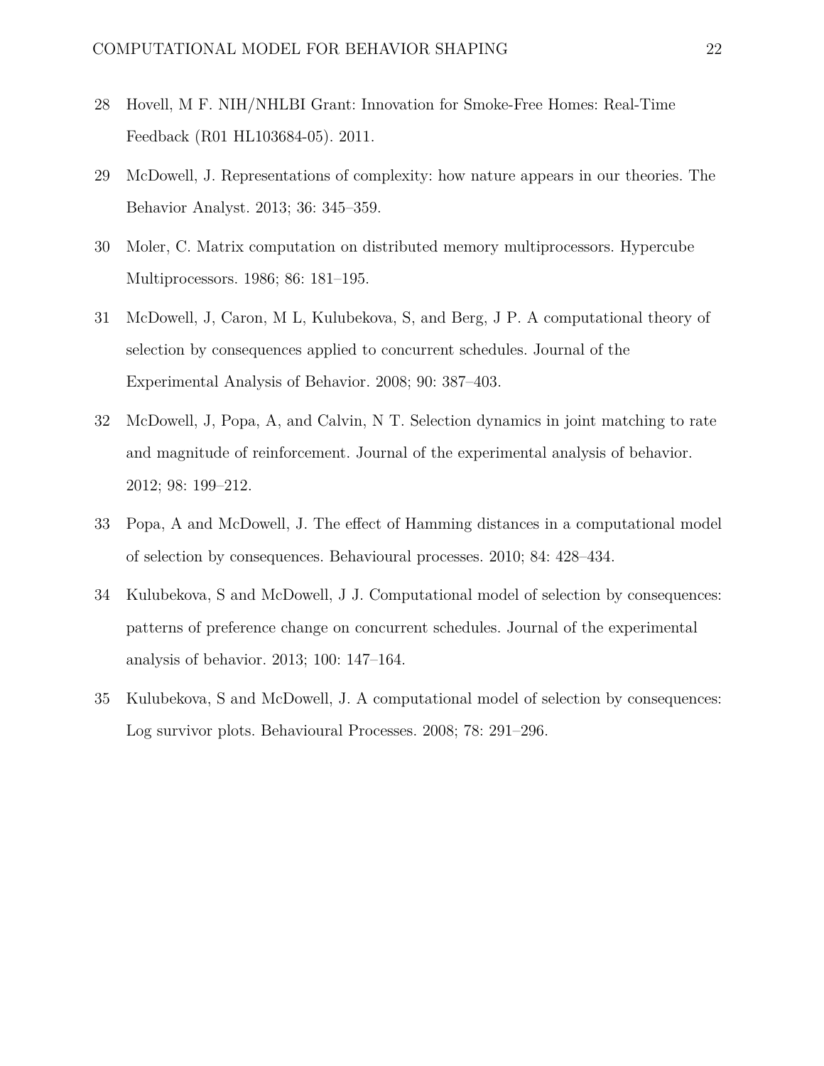28 Hovell, M F. NIH/NHLBI Grant: Innovation for Smoke-Free Homes: Real-Time Feedback (R01 HL103684-05). 2011.

29 McDowell, J. Representations of complexity: how nature appears in our theories. The Behavior Analyst. 2013; 36: 345–359.

30 Moler, C. Matrix computation on distributed memory multiprocessors. Hypercube Multiprocessors. 1986; 86: 181–195.

31 McDowell, J, Caron, M L, Kulubekova, S, and Berg, J P. A computational theory of selection by consequences applied to concurrent schedules. Journal of the Experimental Analysis of Behavior. 2008; 90: 387–403.

32 McDowell, J, Popa, A, and Calvin, N T. Selection dynamics in joint matching to rate and magnitude of reinforcement. Journal of the experimental analysis of behavior. 2012; 98: 199–212.

33 Popa, A and McDowell, J. The effect of Hamming distances in a computational model of selection by consequences. Behavioural processes. 2010; 84: 428–434.

34 Kulubekova, S and McDowell, J J. Computational model of selection by consequences: patterns of preference change on concurrent schedules. Journal of the experimental analysis of behavior. 2013; 100: 147–164.

35 Kulubekova, S and McDowell, J. A computational model of selection by consequences: Log survivor plots. Behavioural Processes. 2008; 78: 291–296.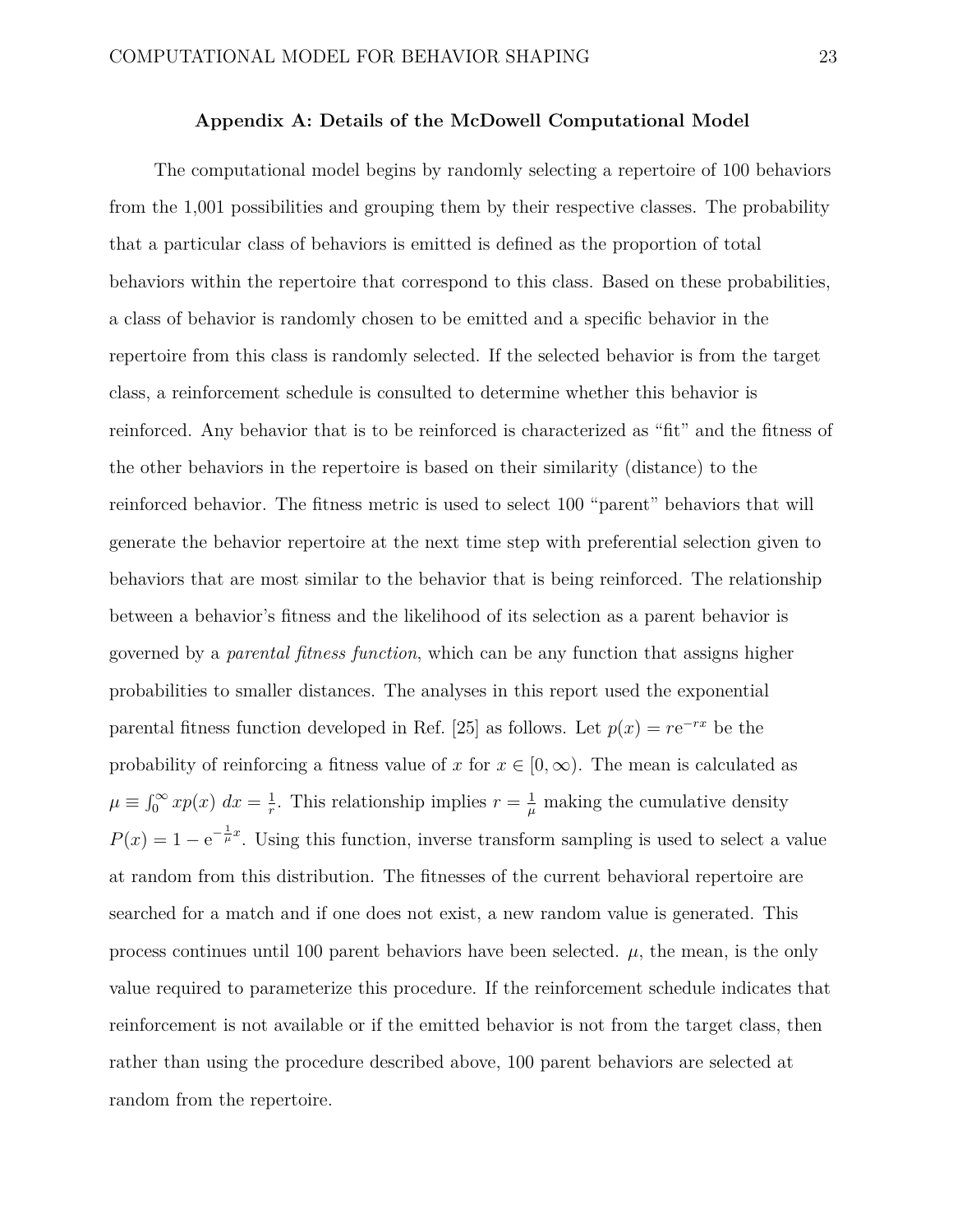## Appendix A: Details of the McDowell Computational Model

The computational model begins by randomly selecting a repertoire of 100 behaviors from the 1,001 possibilities and grouping them by their respective classes. The probability that a particular class of behaviors is emitted is defined as the proportion of total behaviors within the repertoire that correspond to this class. Based on these probabilities, a class of behavior is randomly chosen to be emitted and a specific behavior in the repertoire from this class is randomly selected. If the selected behavior is from the target class, a reinforcement schedule is consulted to determine whether this behavior is reinforced. Any behavior that is to be reinforced is characterized as "fit" and the fitness of the other behaviors in the repertoire is based on their similarity (distance) to the reinforced behavior. The fitness metric is used to select 100 "parent" behaviors that will generate the behavior repertoire at the next time step with preferential selection given to behaviors that are most similar to the behavior that is being reinforced. The relationship between a behavior's fitness and the likelihood of its selection as a parent behavior is governed by a *parental fitness function*, which can be any function that assigns higher probabilities to smaller distances. The analyses in this report used the exponential parental fitness function developed in Ref. [25] as follows. Let $p(x) = r\mathrm{e}^{-rx}$ be the probability of reinforcing a fitness value of $x$ for $x \in [0, \infty)$. The mean is calculated as $\mu \equiv \int_0^\infty xp(x)\ dx = \frac{1}{r}$. This relationship implies $r = \frac{1}{\mu}$ making the cumulative density $P(x) = 1 - \mathrm{e}^{-\frac{1}{\mu}x}$. Using this function, inverse transform sampling is used to select a value at random from this distribution. The fitnesses of the current behavioral repertoire are searched for a match and if one does not exist, a new random value is generated. This process continues until 100 parent behaviors have been selected. $\mu$, the mean, is the only value required to parameterize this procedure. If the reinforcement schedule indicates that reinforcement is not available or if the emitted behavior is not from the target class, then rather than using the procedure described above, 100 parent behaviors are selected at random from the repertoire.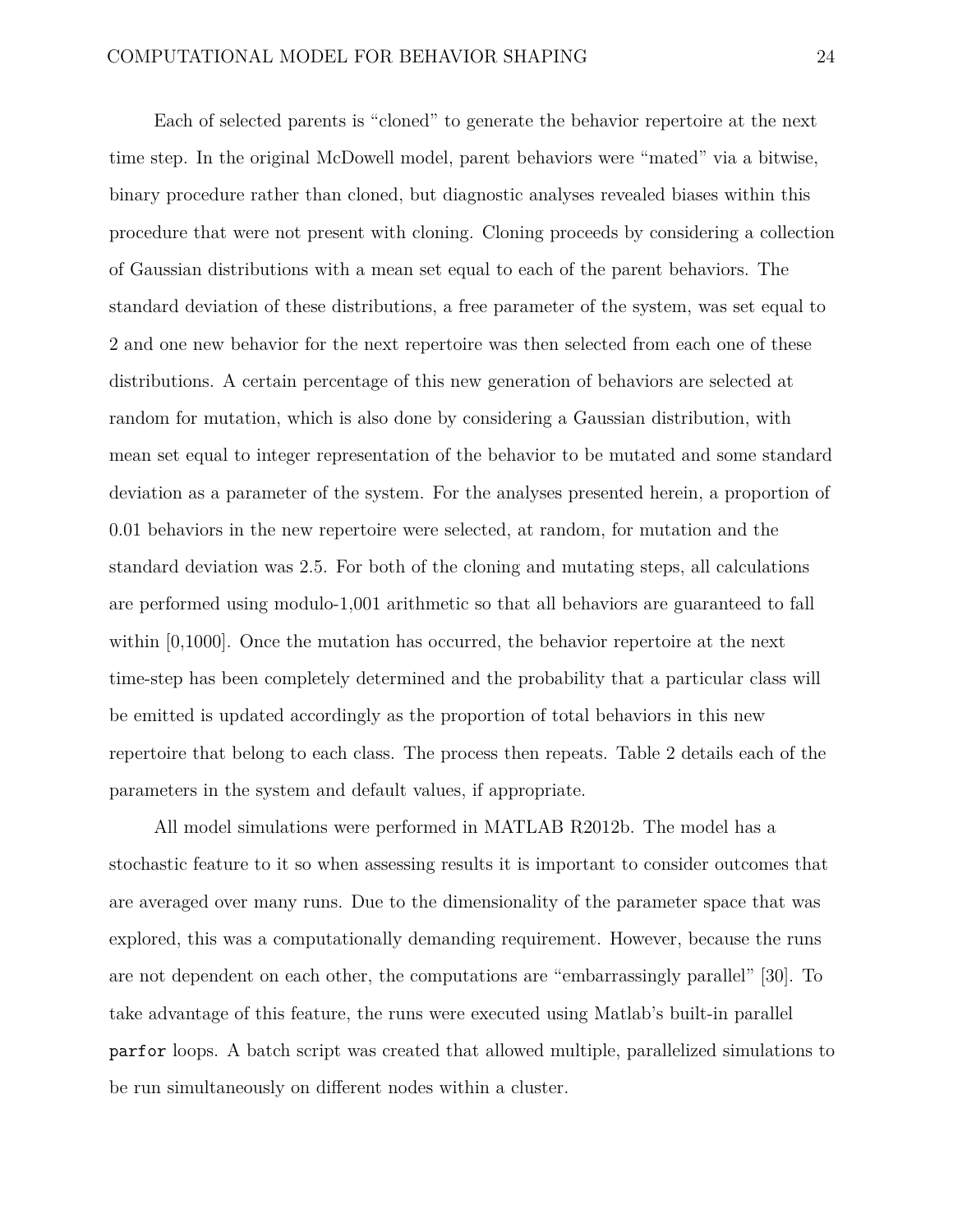Each of selected parents is “cloned” to generate the behavior repertoire at the next time step. In the original McDowell model, parent behaviors were “mated” via a bitwise, binary procedure rather than cloned, but diagnostic analyses revealed biases within this procedure that were not present with cloning. Cloning proceeds by considering a collection of Gaussian distributions with a mean set equal to each of the parent behaviors. The standard deviation of these distributions, a free parameter of the system, was set equal to 2 and one new behavior for the next repertoire was then selected from each one of these distributions. A certain percentage of this new generation of behaviors are selected at random for mutation, which is also done by considering a Gaussian distribution, with mean set equal to integer representation of the behavior to be mutated and some standard deviation as a parameter of the system. For the analyses presented herein, a proportion of 0.01 behaviors in the new repertoire were selected, at random, for mutation and the standard deviation was 2.5. For both of the cloning and mutating steps, all calculations are performed using modulo-1,001 arithmetic so that all behaviors are guaranteed to fall within [0,1000]. Once the mutation has occurred, the behavior repertoire at the next time-step has been completely determined and the probability that a particular class will be emitted is updated accordingly as the proportion of total behaviors in this new repertoire that belong to each class. The process then repeats. Table 2 details each of the parameters in the system and default values, if appropriate.

All model simulations were performed in MATLAB R2012b. The model has a stochastic feature to it so when assessing results it is important to consider outcomes that are averaged over many runs. Due to the dimensionality of the parameter space that was explored, this was a computationally demanding requirement. However, because the runs are not dependent on each other, the computations are “embarrassingly parallel” [30]. To take advantage of this feature, the runs were executed using Matlab’s built-in parallel `parfor` loops. A batch script was created that allowed multiple, parallelized simulations to be run simultaneously on different nodes within a cluster.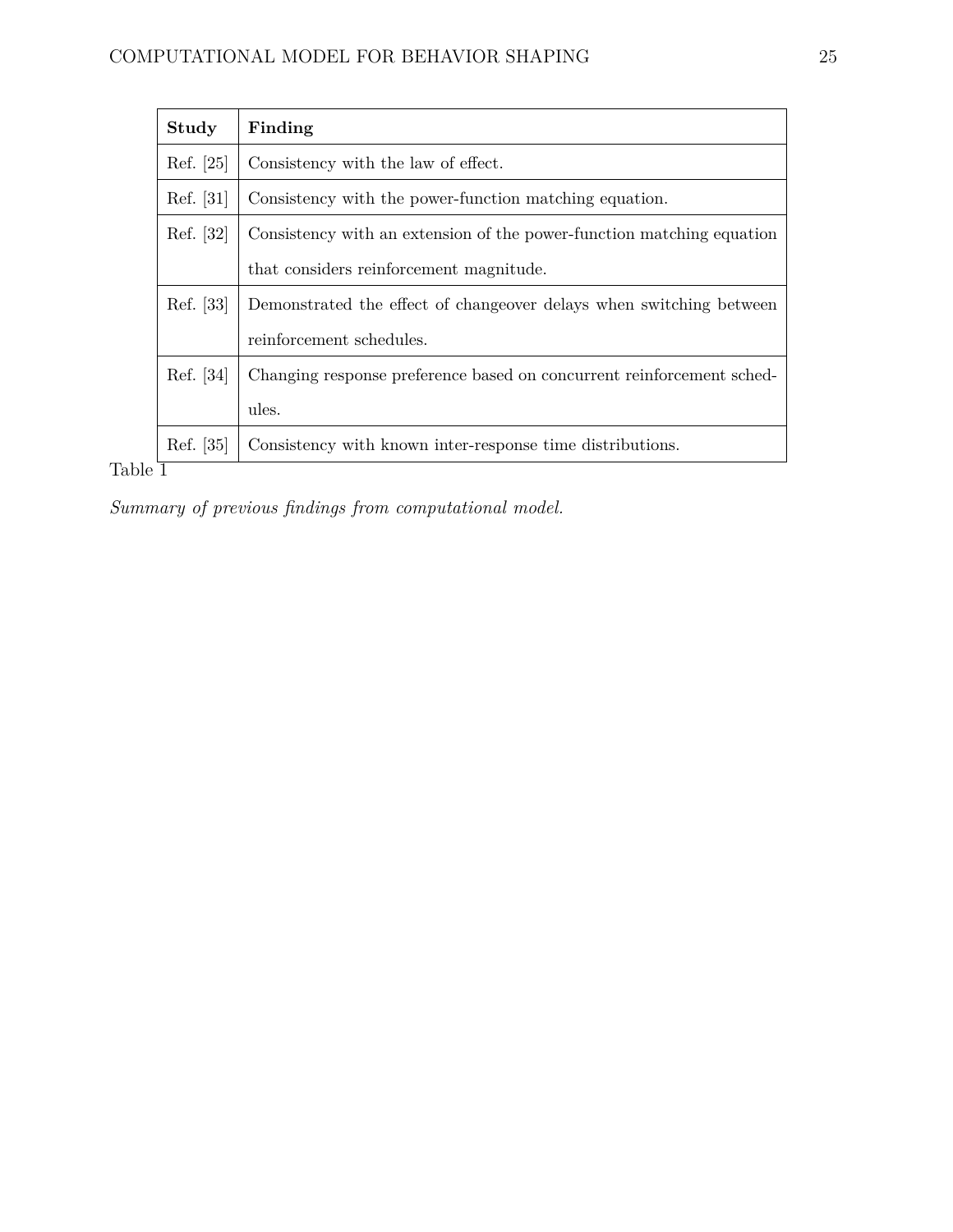| **Study** | **Finding** |
|---|---|
| Ref. [25] | Consistency with the law of effect. |
| Ref. [31] | Consistency with the power-function matching equation. |
| Ref. [32] | Consistency with an extension of the power-function matching equation that considers reinforcement magnitude. |
| Ref. [33] | Demonstrated the effect of changeover delays when switching between reinforcement schedules. |
| Ref. [34] | Changing response preference based on concurrent reinforcement schedules. |
| Ref. [35] | Consistency with known inter-response time distributions. |

Table 1

*Summary of previous findings from computational model.*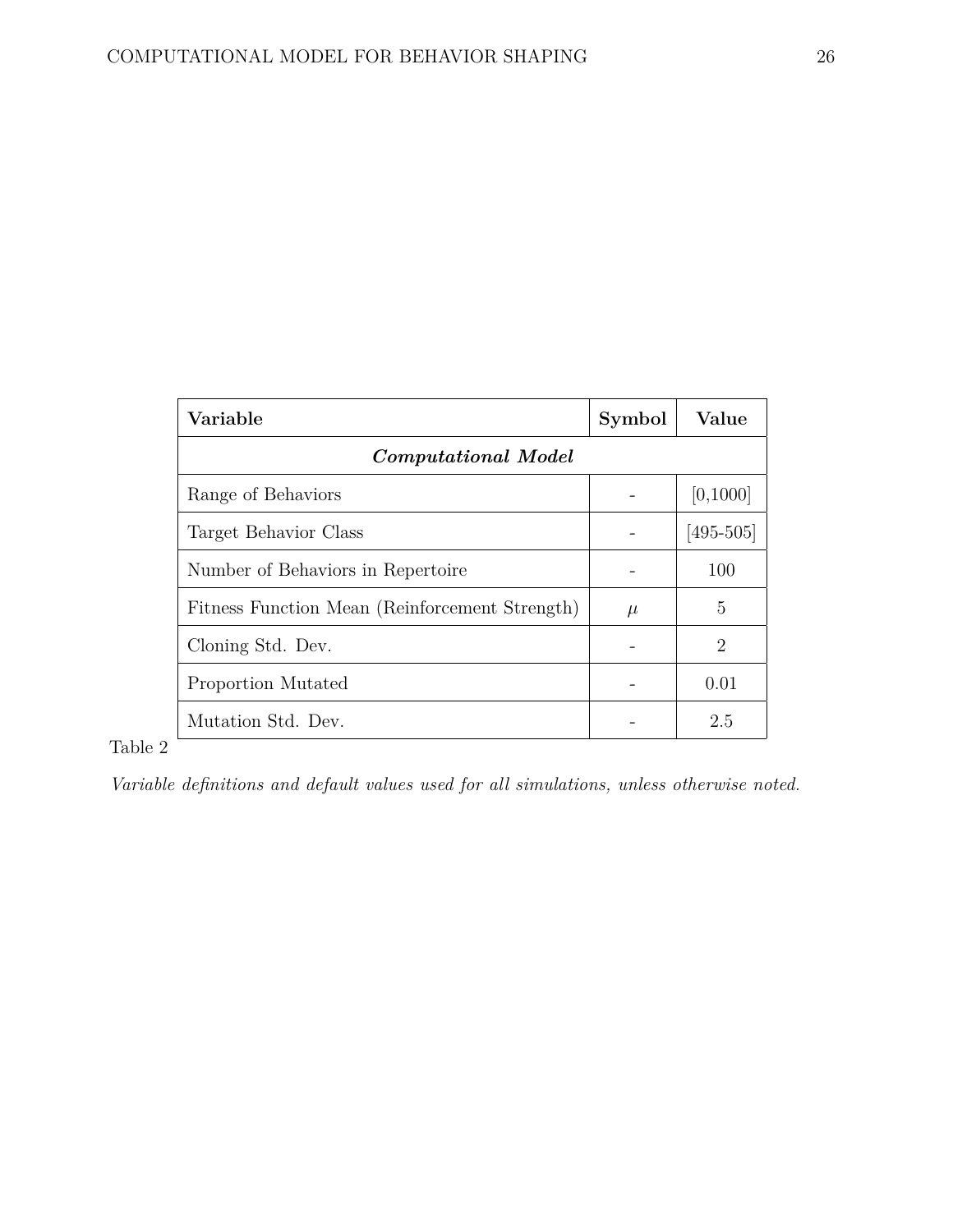| **Variable** | **Symbol** | **Value** |
|---|---|---|
| ***Computational Model*** | | |
| Range of Behaviors | - | [0,1000] |
| Target Behavior Class | - | [495-505] |
| Number of Behaviors in Repertoire | - | 100 |
| Fitness Function Mean (Reinforcement Strength) | $\mu$ | 5 |
| Cloning Std. Dev. | - | 2 |
| Proportion Mutated | - | 0.01 |
| Mutation Std. Dev. | - | 2.5 |

Table 2

*Variable definitions and default values used for all simulations, unless otherwise noted.*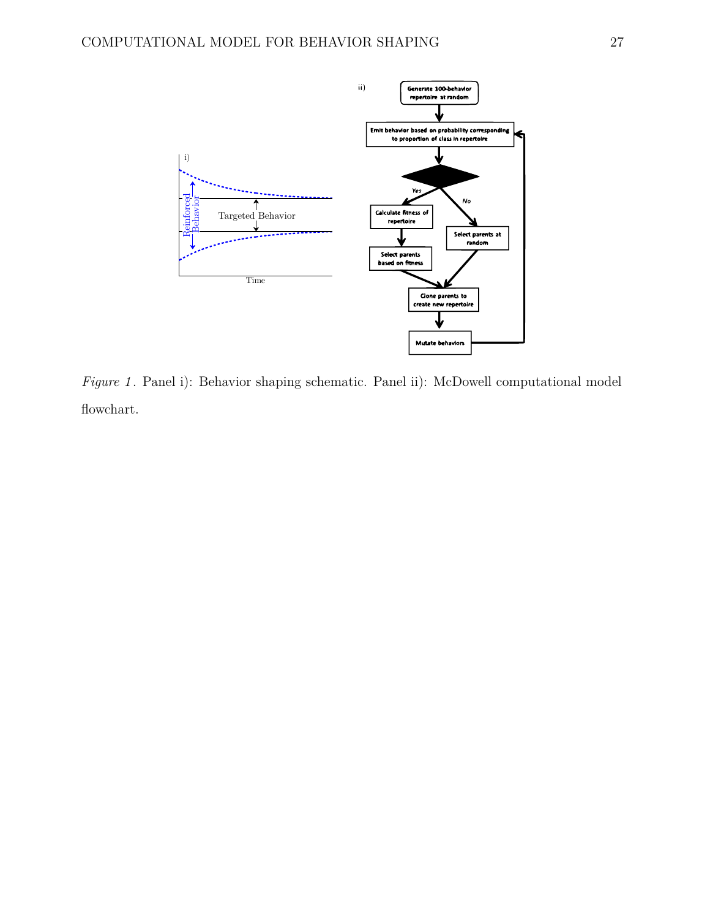*Figure 1*. Panel i): Behavior shaping schematic. Panel ii): McDowell computational model flowchart.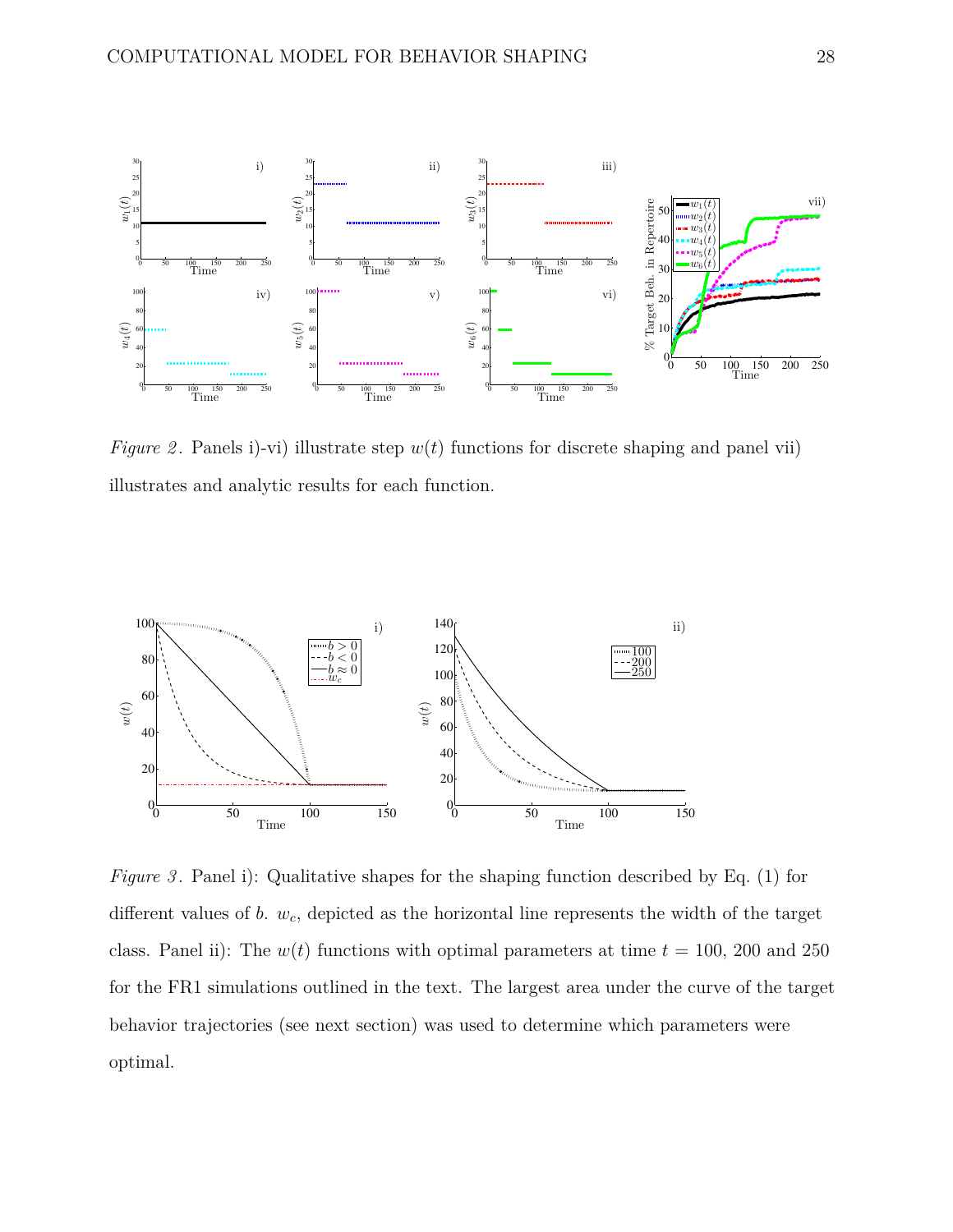*Figure 2*. Panels i)-vi) illustrate step $w(t)$ functions for discrete shaping and panel vii) illustrates and analytic results for each function.

*Figure 3*. Panel i): Qualitative shapes for the shaping function described by Eq. (1) for different values of $b$. $w_c$, depicted as the horizontal line represents the width of the target class. Panel ii): The $w(t)$ functions with optimal parameters at time $t = 100$, 200 and 250 for the FR1 simulations outlined in the text. The largest area under the curve of the target behavior trajectories (see next section) was used to determine which parameters were optimal.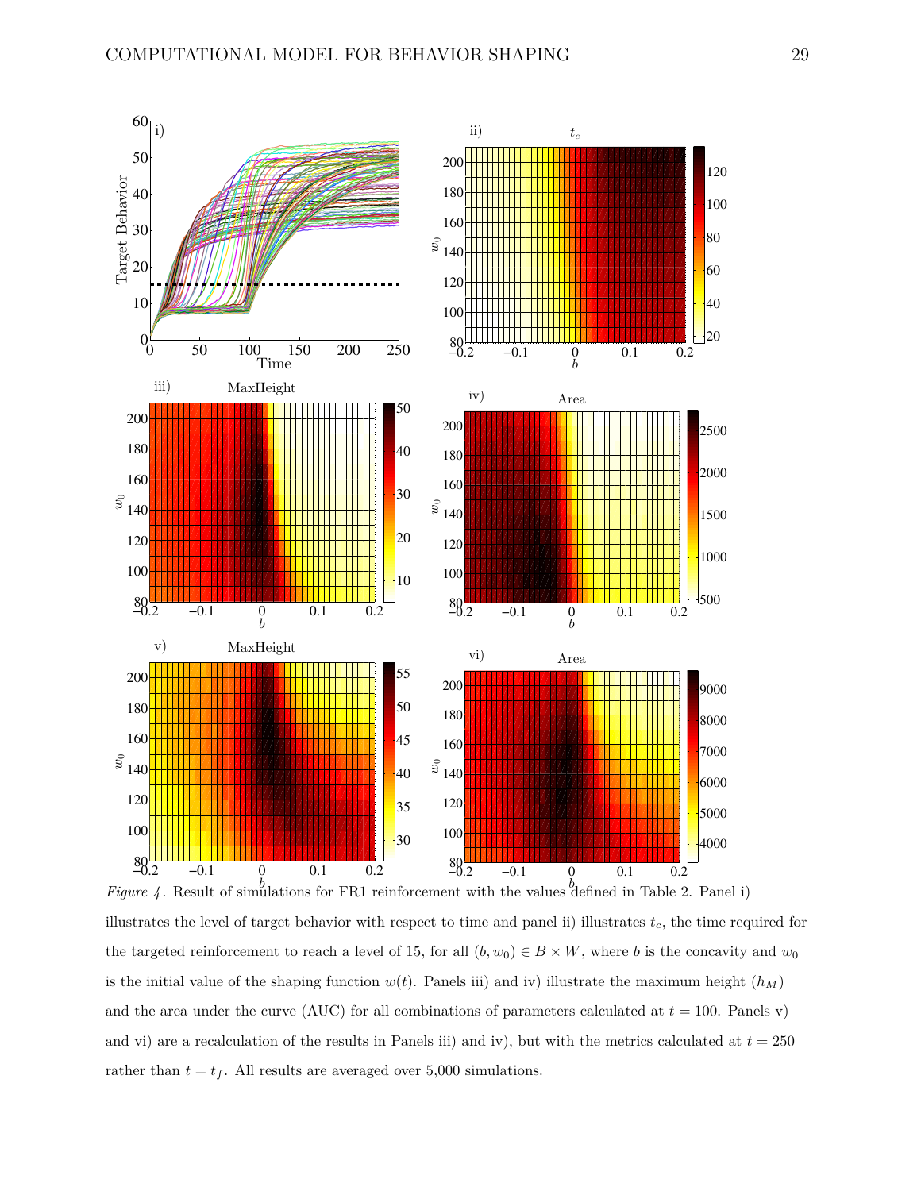*Figure 4*. Result of simulations for FR1 reinforcement with the values defined in Table 2. Panel i) illustrates the level of target behavior with respect to time and panel ii) illustrates $t_c$, the time required for the targeted reinforcement to reach a level of 15, for all $(b, w_0) \in B \times W$, where $b$ is the concavity and $w_0$ is the initial value of the shaping function $w(t)$. Panels iii) and iv) illustrate the maximum height ($h_M$) and the area under the curve (AUC) for all combinations of parameters calculated at $t = 100$. Panels v) and vi) are a recalculation of the results in Panels iii) and iv), but with the metrics calculated at $t = 250$ rather than $t = t_f$. All results are averaged over 5,000 simulations.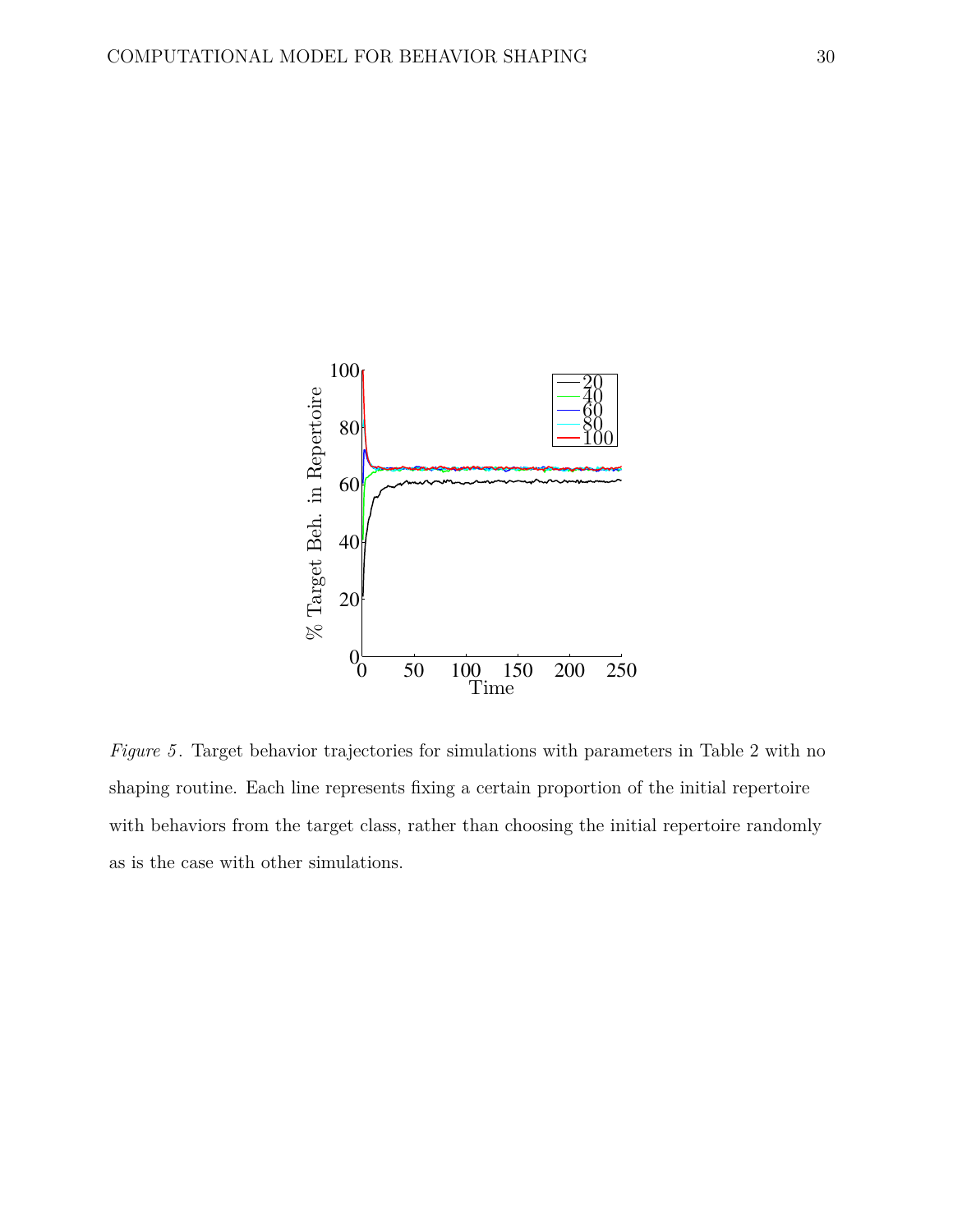*Figure 5*. Target behavior trajectories for simulations with parameters in Table 2 with no shaping routine. Each line represents fixing a certain proportion of the initial repertoire with behaviors from the target class, rather than choosing the initial repertoire randomly as is the case with other simulations.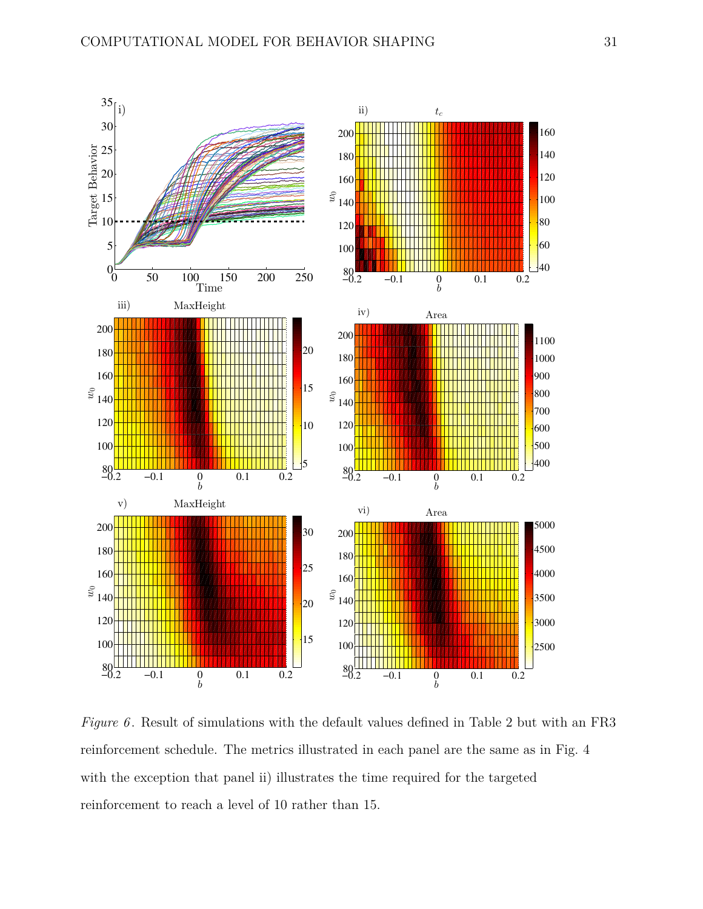i)

Target Behavior

Time

0 50 100 150 200 250

0 5 10 15 20 25 30 35

ii) $t_c$

$w_0$

$b$

iii) MaxHeight

iv) Area

v) MaxHeight

vi) Area

*Figure 6*. Result of simulations with the default values defined in Table 2 but with an FR3 reinforcement schedule. The metrics illustrated in each panel are the same as in Fig. 4 with the exception that panel ii) illustrates the time required for the targeted reinforcement to reach a level of 10 rather than 15.